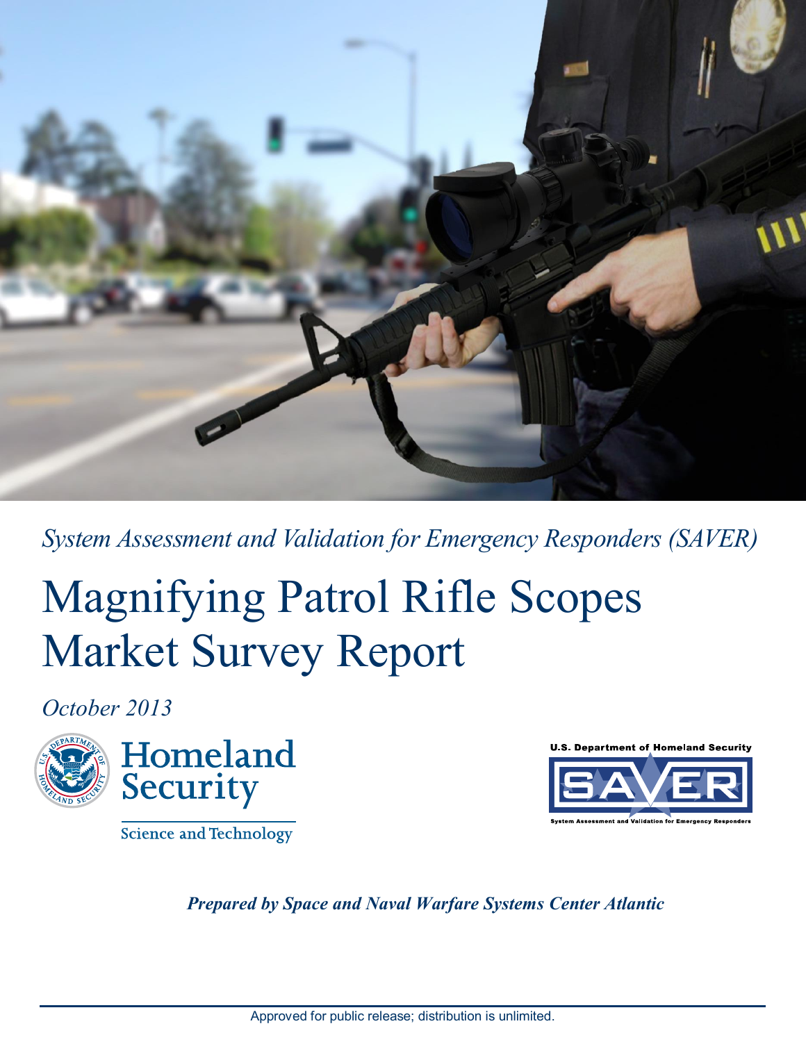*System Assessment and Validation for Emergency Responders (SAVER)*

# Magnifying Patrol Rifle Scopes Market Survey Report

*October 2013*

Homeland Security

Science and Technology

U.S. Department of Homeland Security

SAVER

System Assessment and Validation for Emergency Responders

***Prepared by Space and Naval Warfare Systems Center Atlantic***

Approved for public release; distribution is unlimited.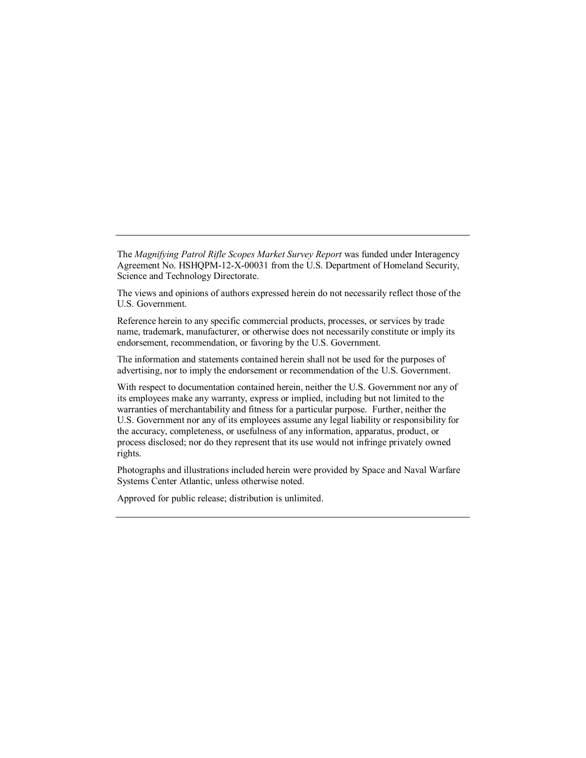---

The *Magnifying Patrol Rifle Scopes Market Survey Report* was funded under Interagency Agreement No. HSHQPM-12-X-00031 from the U.S. Department of Homeland Security, Science and Technology Directorate.

The views and opinions of authors expressed herein do not necessarily reflect those of the U.S. Government.

Reference herein to any specific commercial products, processes, or services by trade name, trademark, manufacturer, or otherwise does not necessarily constitute or imply its endorsement, recommendation, or favoring by the U.S. Government.

The information and statements contained herein shall not be used for the purposes of advertising, nor to imply the endorsement or recommendation of the U.S. Government.

With respect to documentation contained herein, neither the U.S. Government nor any of its employees make any warranty, express or implied, including but not limited to the warranties of merchantability and fitness for a particular purpose. Further, neither the U.S. Government nor any of its employees assume any legal liability or responsibility for the accuracy, completeness, or usefulness of any information, apparatus, product, or process disclosed; nor do they represent that its use would not infringe privately owned rights.

Photographs and illustrations included herein were provided by Space and Naval Warfare Systems Center Atlantic, unless otherwise noted.

Approved for public release; distribution is unlimited.

---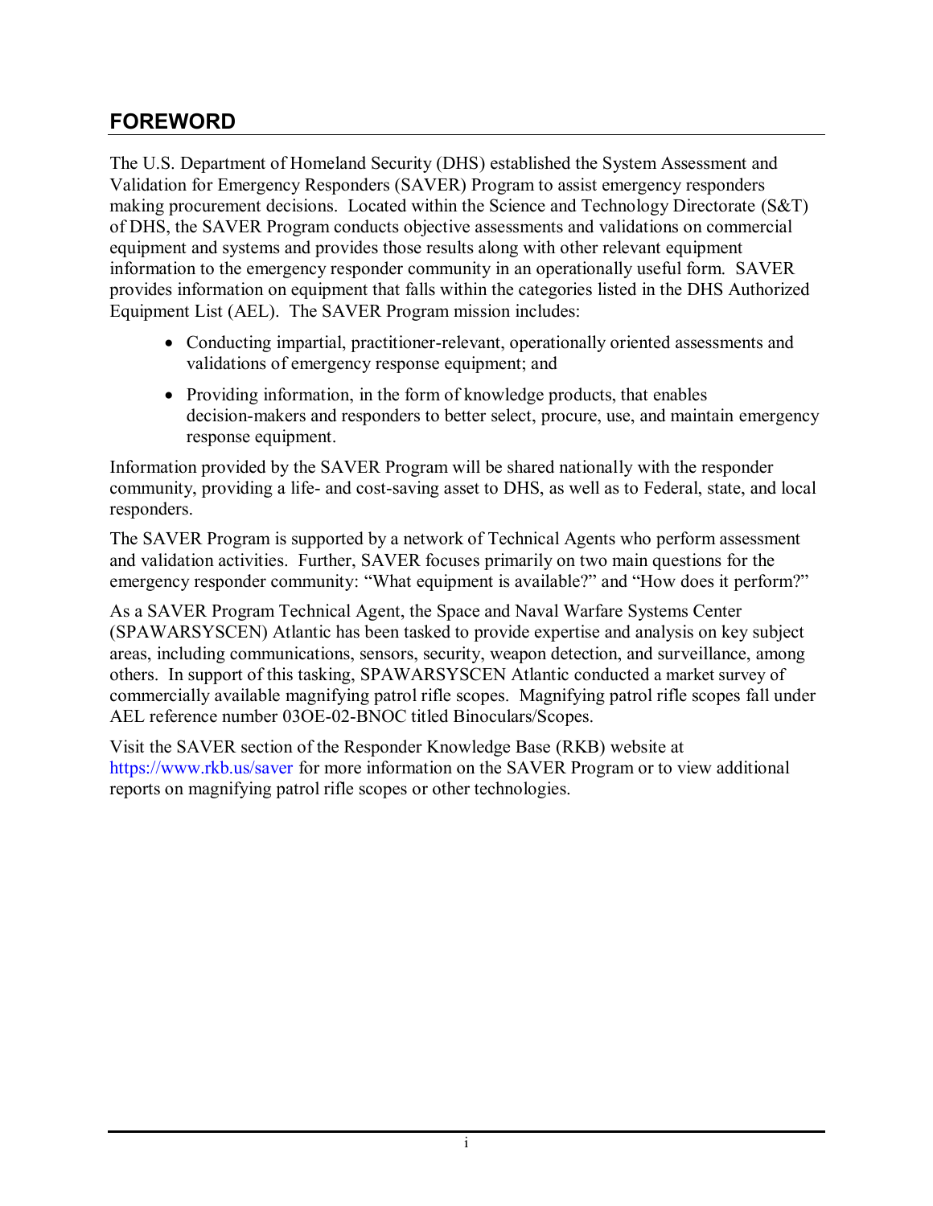## FOREWORD

The U.S. Department of Homeland Security (DHS) established the System Assessment and Validation for Emergency Responders (SAVER) Program to assist emergency responders making procurement decisions. Located within the Science and Technology Directorate (S&T) of DHS, the SAVER Program conducts objective assessments and validations on commercial equipment and systems and provides those results along with other relevant equipment information to the emergency responder community in an operationally useful form. SAVER provides information on equipment that falls within the categories listed in the DHS Authorized Equipment List (AEL). The SAVER Program mission includes:

- Conducting impartial, practitioner-relevant, operationally oriented assessments and validations of emergency response equipment; and
- Providing information, in the form of knowledge products, that enables decision-makers and responders to better select, procure, use, and maintain emergency response equipment.

Information provided by the SAVER Program will be shared nationally with the responder community, providing a life- and cost-saving asset to DHS, as well as to Federal, state, and local responders.

The SAVER Program is supported by a network of Technical Agents who perform assessment and validation activities. Further, SAVER focuses primarily on two main questions for the emergency responder community: "What equipment is available?" and "How does it perform?"

As a SAVER Program Technical Agent, the Space and Naval Warfare Systems Center (SPAWARSYSCEN) Atlantic has been tasked to provide expertise and analysis on key subject areas, including communications, sensors, security, weapon detection, and surveillance, among others. In support of this tasking, SPAWARSYSCEN Atlantic conducted a market survey of commercially available magnifying patrol rifle scopes. Magnifying patrol rifle scopes fall under AEL reference number 03OE-02-BNOC titled Binoculars/Scopes.

Visit the SAVER section of the Responder Knowledge Base (RKB) website at https://www.rkb.us/saver for more information on the SAVER Program or to view additional reports on magnifying patrol rifle scopes or other technologies.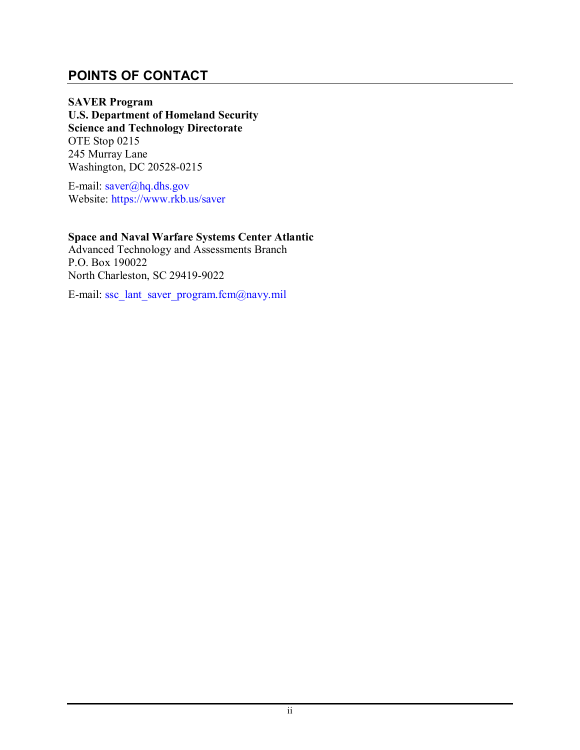## POINTS OF CONTACT

**SAVER Program**
**U.S. Department of Homeland Security**
**Science and Technology Directorate**
OTE Stop 0215
245 Murray Lane
Washington, DC 20528-0215

E-mail: saver@hq.dhs.gov
Website: https://www.rkb.us/saver

**Space and Naval Warfare Systems Center Atlantic**
Advanced Technology and Assessments Branch
P.O. Box 190022
North Charleston, SC 29419-9022

E-mail: ssc_lant_saver_program.fcm@navy.mil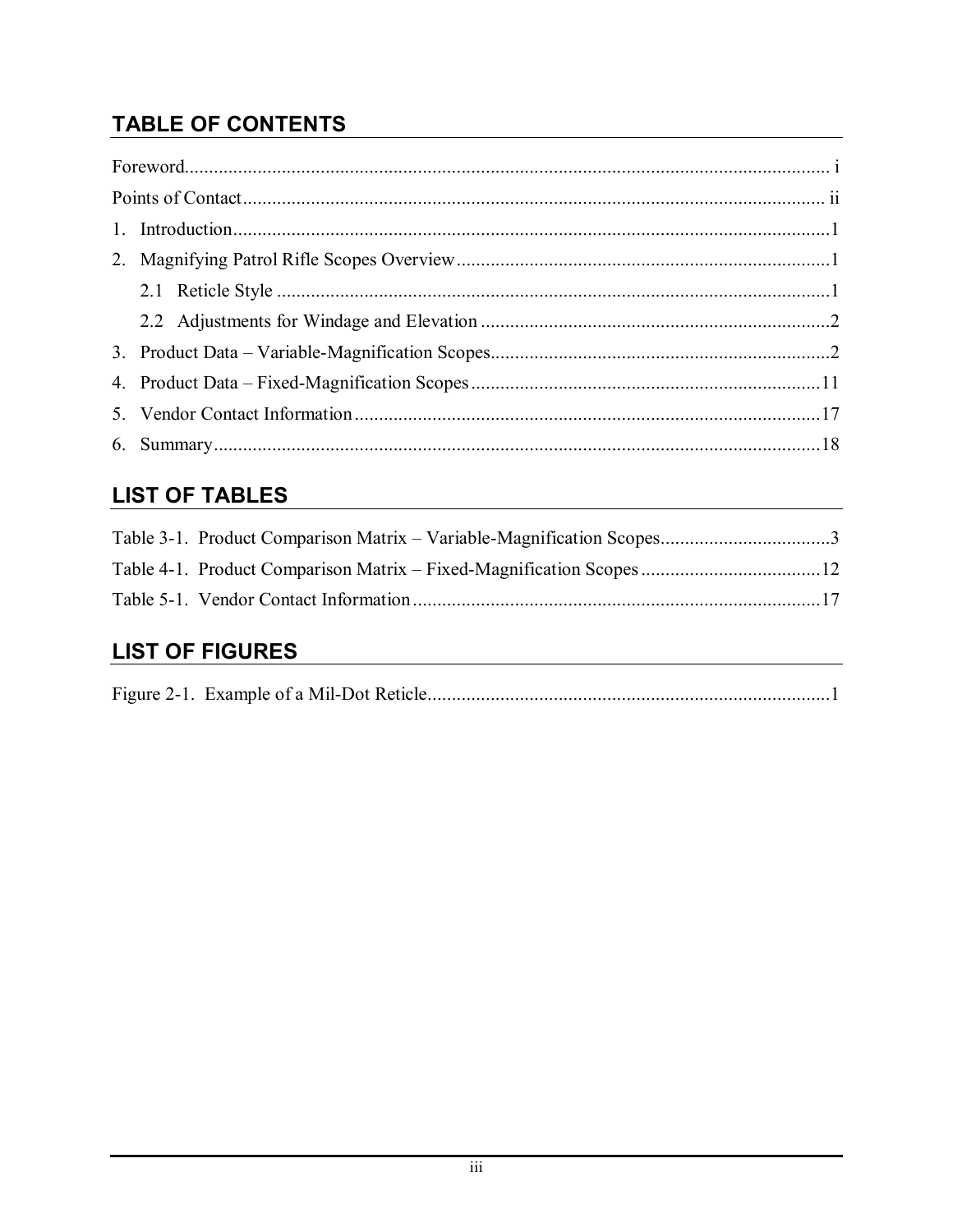## TABLE OF CONTENTS

Foreword ..... i

Points of Contact ..... ii

1. Introduction ..... 1
2. Magnifying Patrol Rifle Scopes Overview ..... 1
   - 2.1 Reticle Style ..... 1
   - 2.2 Adjustments for Windage and Elevation ..... 2
3. Product Data – Variable-Magnification Scopes ..... 2
4. Product Data – Fixed-Magnification Scopes ..... 11
5. Vendor Contact Information ..... 17
6. Summary ..... 18

## LIST OF TABLES

Table 3-1. Product Comparison Matrix – Variable-Magnification Scopes ..... 3

Table 4-1. Product Comparison Matrix – Fixed-Magnification Scopes ..... 12

Table 5-1. Vendor Contact Information ..... 17

## LIST OF FIGURES

Figure 2-1. Example of a Mil-Dot Reticle ..... 1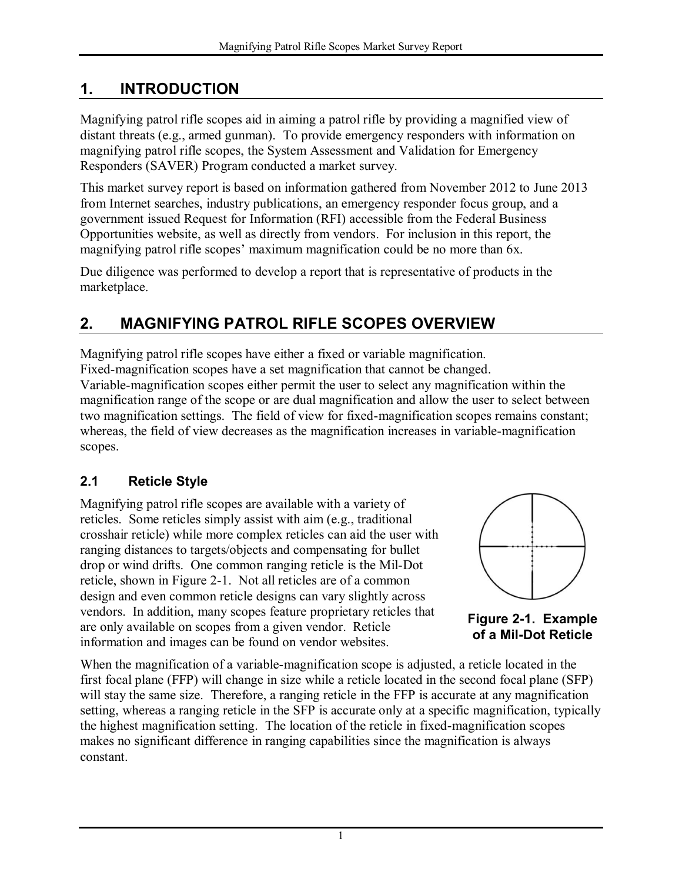# 1. INTRODUCTION

Magnifying patrol rifle scopes aid in aiming a patrol rifle by providing a magnified view of distant threats (e.g., armed gunman). To provide emergency responders with information on magnifying patrol rifle scopes, the System Assessment and Validation for Emergency Responders (SAVER) Program conducted a market survey.

This market survey report is based on information gathered from November 2012 to June 2013 from Internet searches, industry publications, an emergency responder focus group, and a government issued Request for Information (RFI) accessible from the Federal Business Opportunities website, as well as directly from vendors. For inclusion in this report, the magnifying patrol rifle scopes' maximum magnification could be no more than 6x.

Due diligence was performed to develop a report that is representative of products in the marketplace.

# 2. MAGNIFYING PATROL RIFLE SCOPES OVERVIEW

Magnifying patrol rifle scopes have either a fixed or variable magnification. Fixed-magnification scopes have a set magnification that cannot be changed. Variable-magnification scopes either permit the user to select any magnification within the magnification range of the scope or are dual magnification and allow the user to select between two magnification settings. The field of view for fixed-magnification scopes remains constant; whereas, the field of view decreases as the magnification increases in variable-magnification scopes.

## 2.1 Reticle Style

Magnifying patrol rifle scopes are available with a variety of reticles. Some reticles simply assist with aim (e.g., traditional crosshair reticle) while more complex reticles can aid the user with ranging distances to targets/objects and compensating for bullet drop or wind drifts. One common ranging reticle is the Mil-Dot reticle, shown in Figure 2-1. Not all reticles are of a common design and even common reticle designs can vary slightly across vendors. In addition, many scopes feature proprietary reticles that are only available on scopes from a given vendor. Reticle information and images can be found on vendor websites.

**Figure 2-1. Example of a Mil-Dot Reticle**

When the magnification of a variable-magnification scope is adjusted, a reticle located in the first focal plane (FFP) will change in size while a reticle located in the second focal plane (SFP) will stay the same size. Therefore, a ranging reticle in the FFP is accurate at any magnification setting, whereas a ranging reticle in the SFP is accurate only at a specific magnification, typically the highest magnification setting. The location of the reticle in fixed-magnification scopes makes no significant difference in ranging capabilities since the magnification is always constant.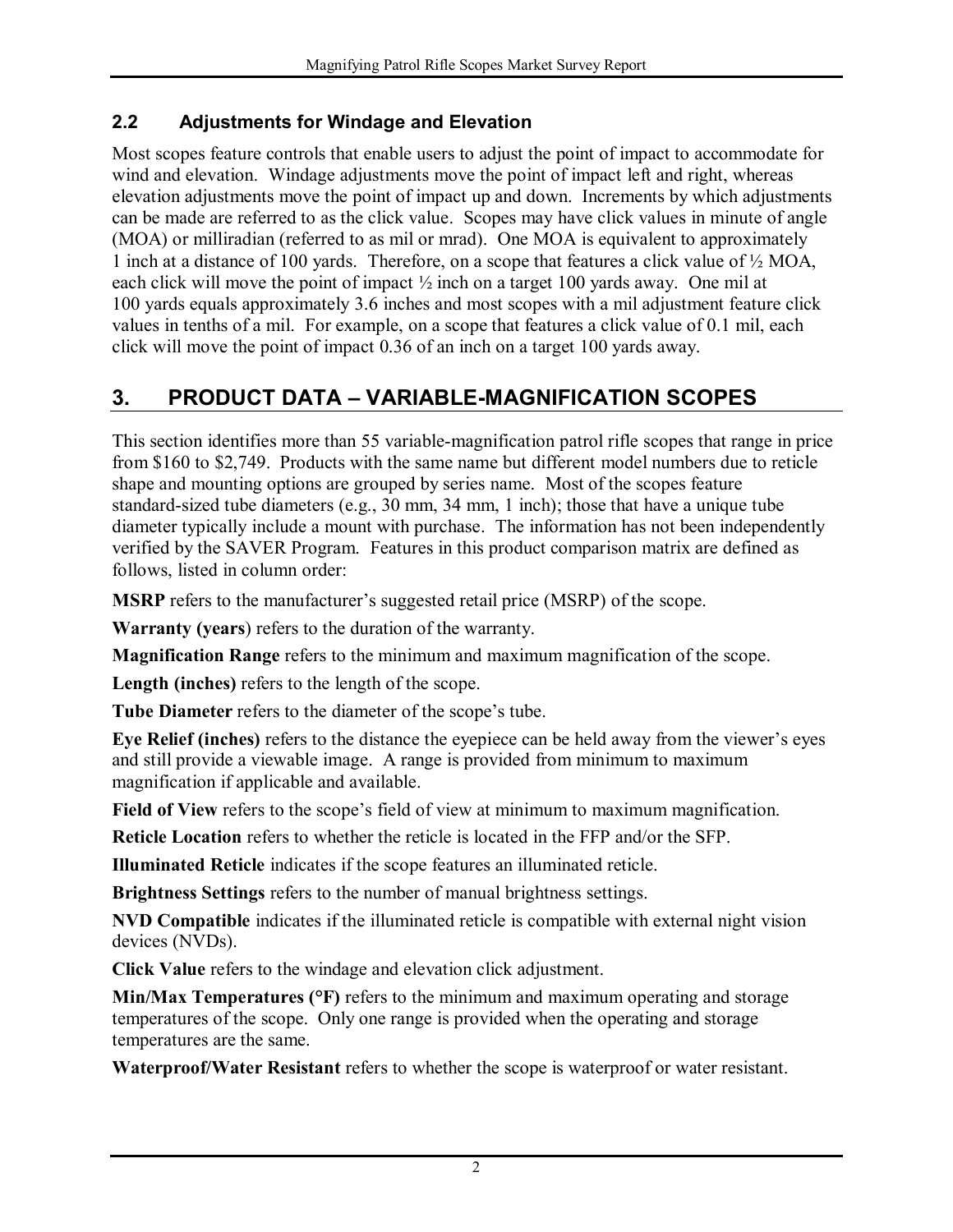### 2.2 Adjustments for Windage and Elevation

Most scopes feature controls that enable users to adjust the point of impact to accommodate for wind and elevation. Windage adjustments move the point of impact left and right, whereas elevation adjustments move the point of impact up and down. Increments by which adjustments can be made are referred to as the click value. Scopes may have click values in minute of angle (MOA) or milliradian (referred to as mil or mrad). One MOA is equivalent to approximately 1 inch at a distance of 100 yards. Therefore, on a scope that features a click value of ½ MOA, each click will move the point of impact ½ inch on a target 100 yards away. One mil at 100 yards equals approximately 3.6 inches and most scopes with a mil adjustment feature click values in tenths of a mil. For example, on a scope that features a click value of 0.1 mil, each click will move the point of impact 0.36 of an inch on a target 100 yards away.

## 3. PRODUCT DATA – VARIABLE-MAGNIFICATION SCOPES

This section identifies more than 55 variable-magnification patrol rifle scopes that range in price from $160 to $2,749. Products with the same name but different model numbers due to reticle shape and mounting options are grouped by series name. Most of the scopes feature standard-sized tube diameters (e.g., 30 mm, 34 mm, 1 inch); those that have a unique tube diameter typically include a mount with purchase. The information has not been independently verified by the SAVER Program. Features in this product comparison matrix are defined as follows, listed in column order:

**MSRP** refers to the manufacturer's suggested retail price (MSRP) of the scope.

**Warranty (years**) refers to the duration of the warranty.

**Magnification Range** refers to the minimum and maximum magnification of the scope.

**Length (inches)** refers to the length of the scope.

**Tube Diameter** refers to the diameter of the scope's tube.

**Eye Relief (inches)** refers to the distance the eyepiece can be held away from the viewer's eyes and still provide a viewable image. A range is provided from minimum to maximum magnification if applicable and available.

**Field of View** refers to the scope's field of view at minimum to maximum magnification.

**Reticle Location** refers to whether the reticle is located in the FFP and/or the SFP.

**Illuminated Reticle** indicates if the scope features an illuminated reticle.

**Brightness Settings** refers to the number of manual brightness settings.

**NVD Compatible** indicates if the illuminated reticle is compatible with external night vision devices (NVDs).

**Click Value** refers to the windage and elevation click adjustment.

**Min/Max Temperatures (°F)** refers to the minimum and maximum operating and storage temperatures of the scope. Only one range is provided when the operating and storage temperatures are the same.

**Waterproof/Water Resistant** refers to whether the scope is waterproof or water resistant.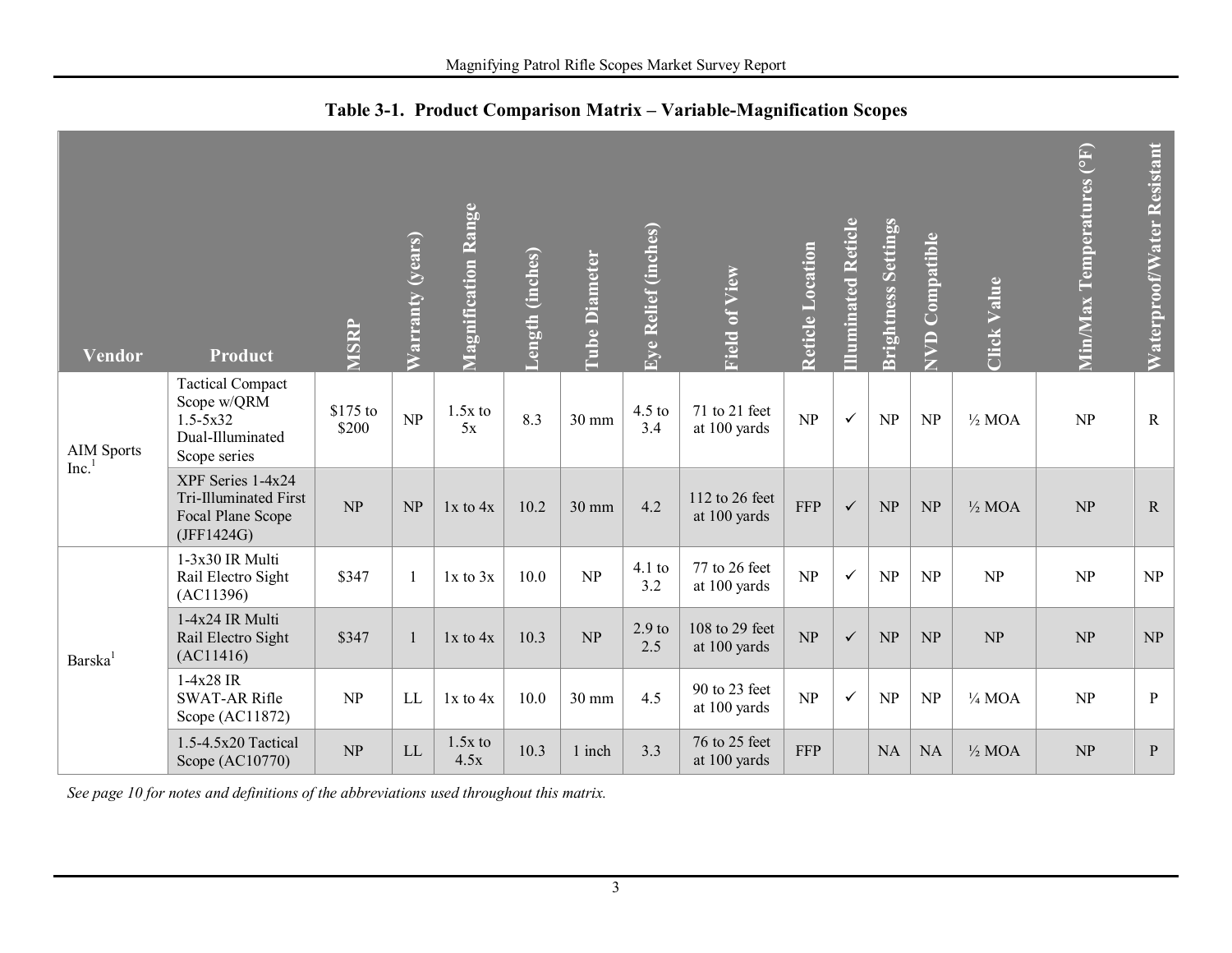**Table 3-1. Product Comparison Matrix – Variable-Magnification Scopes**

| Vendor | Product | MSRP | Warranty (years) | Magnification Range | Length (inches) | Tube Diameter | Eye Relief (inches) | Field of View | Reticle Location | Illuminated Reticle | Brightness Settings | NVD Compatible | Click Value | Min/Max Temperatures (°F) | Waterproof/Water Resistant |
|---|---|---|---|---|---|---|---|---|---|---|---|---|---|---|---|
| AIM Sports Inc.[1] | Tactical Compact Scope w/QRM 1.5-5x32 Dual-Illuminated Scope series | $175 to $200 | NP | 1.5x to 5x | 8.3 | 30 mm | 4.5 to 3.4 | 71 to 21 feet at 100 yards | NP | ✓ | NP | NP | ½ MOA | NP | R |
| | XPF Series 1-4x24 Tri-Illuminated First Focal Plane Scope (JFF1424G) | NP | NP | 1x to 4x | 10.2 | 30 mm | 4.2 | 112 to 26 feet at 100 yards | FFP | ✓ | NP | NP | ½ MOA | NP | R |
| Barska[1] | 1-3x30 IR Multi Rail Electro Sight (AC11396) | $347 | 1 | 1x to 3x | 10.0 | NP | 4.1 to 3.2 | 77 to 26 feet at 100 yards | NP | ✓ | NP | NP | NP | NP | NP |
| | 1-4x24 IR Multi Rail Electro Sight (AC11416) | $347 | 1 | 1x to 4x | 10.3 | NP | 2.9 to 2.5 | 108 to 29 feet at 100 yards | NP | ✓ | NP | NP | NP | NP | NP |
| | 1-4x28 IR SWAT-AR Rifle Scope (AC11872) | NP | LL | 1x to 4x | 10.0 | 30 mm | 4.5 | 90 to 23 feet at 100 yards | NP | ✓ | NP | NP | ¼ MOA | NP | P |
| | 1.5-4.5x20 Tactical Scope (AC10770) | NP | LL | 1.5x to 4.5x | 10.3 | 1 inch | 3.3 | 76 to 25 feet at 100 yards | FFP | | NA | NA | ½ MOA | NP | P |

*See page 10 for notes and definitions of the abbreviations used throughout this matrix.*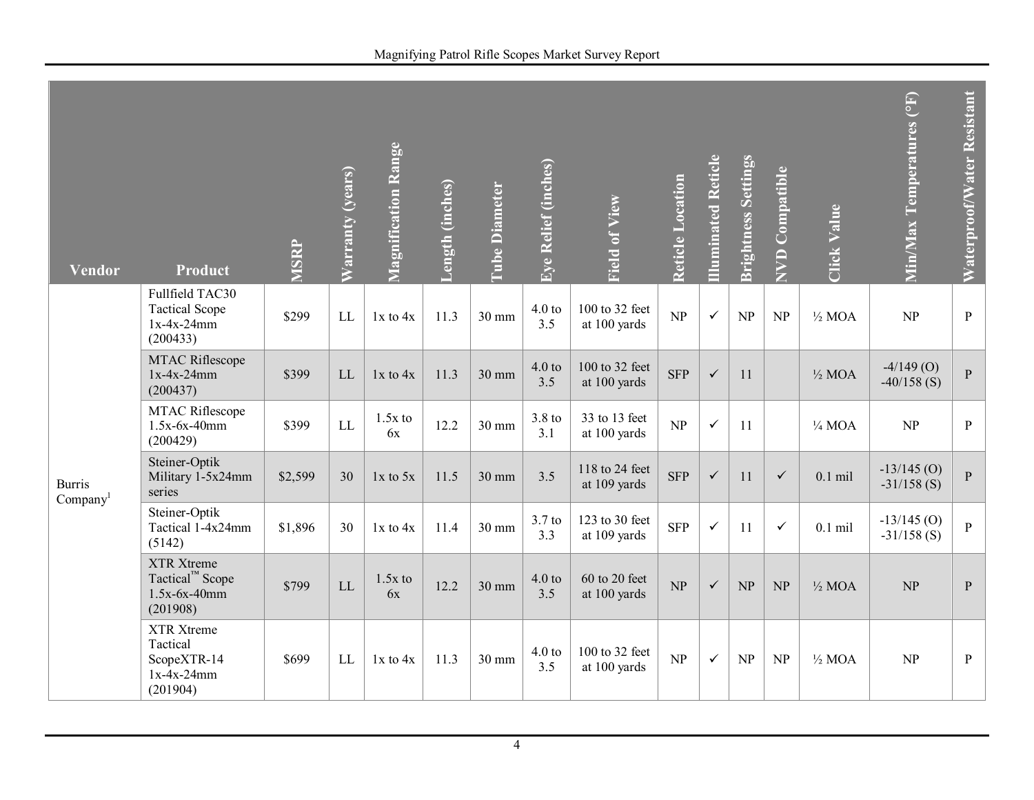| Vendor | Product | MSRP | Warranty (years) | Magnification Range | Length (inches) | Tube Diameter | Eye Relief (inches) | Field of View | Reticle Location | Illuminated Reticle | Brightness Settings | NVD Compatible | Click Value | Min/Max Temperatures (°F) | Waterproof/Water Resistant |
|---|---|---|---|---|---|---|---|---|---|---|---|---|---|---|---|
| Burris Company[1] | Fullfield TAC30 Tactical Scope 1x-4x-24mm (200433) | $299 | LL | 1x to 4x | 11.3 | 30 mm | 4.0 to 3.5 | 100 to 32 feet at 100 yards | NP | ✓ | NP | NP | ½ MOA | NP | P |
| | MTAC Riflescope 1x-4x-24mm (200437) | $399 | LL | 1x to 4x | 11.3 | 30 mm | 4.0 to 3.5 | 100 to 32 feet at 100 yards | SFP | ✓ | 11 | | ½ MOA | -4/149 (O) -40/158 (S) | P |
| | MTAC Riflescope 1.5x-6x-40mm (200429) | $399 | LL | 1.5x to 6x | 12.2 | 30 mm | 3.8 to 3.1 | 33 to 13 feet at 100 yards | NP | ✓ | 11 | | ¼ MOA | NP | P |
| | Steiner-Optik Military 1-5x24mm series | $2,599 | 30 | 1x to 5x | 11.5 | 30 mm | 3.5 | 118 to 24 feet at 109 yards | SFP | ✓ | 11 | ✓ | 0.1 mil | -13/145 (O) -31/158 (S) | P |
| | Steiner-Optik Tactical 1-4x24mm (5142) | $1,896 | 30 | 1x to 4x | 11.4 | 30 mm | 3.7 to 3.3 | 123 to 30 feet at 109 yards | SFP | ✓ | 11 | ✓ | 0.1 mil | -13/145 (O) -31/158 (S) | P |
| | XTR Xtreme Tactical™ Scope 1.5x-6x-40mm (201908) | $799 | LL | 1.5x to 6x | 12.2 | 30 mm | 4.0 to 3.5 | 60 to 20 feet at 100 yards | NP | ✓ | NP | NP | ½ MOA | NP | P |
| | XTR Xtreme Tactical ScopeXTR-14 1x-4x-24mm (201904) | $699 | LL | 1x to 4x | 11.3 | 30 mm | 4.0 to 3.5 | 100 to 32 feet at 100 yards | NP | ✓ | NP | NP | ½ MOA | NP | P |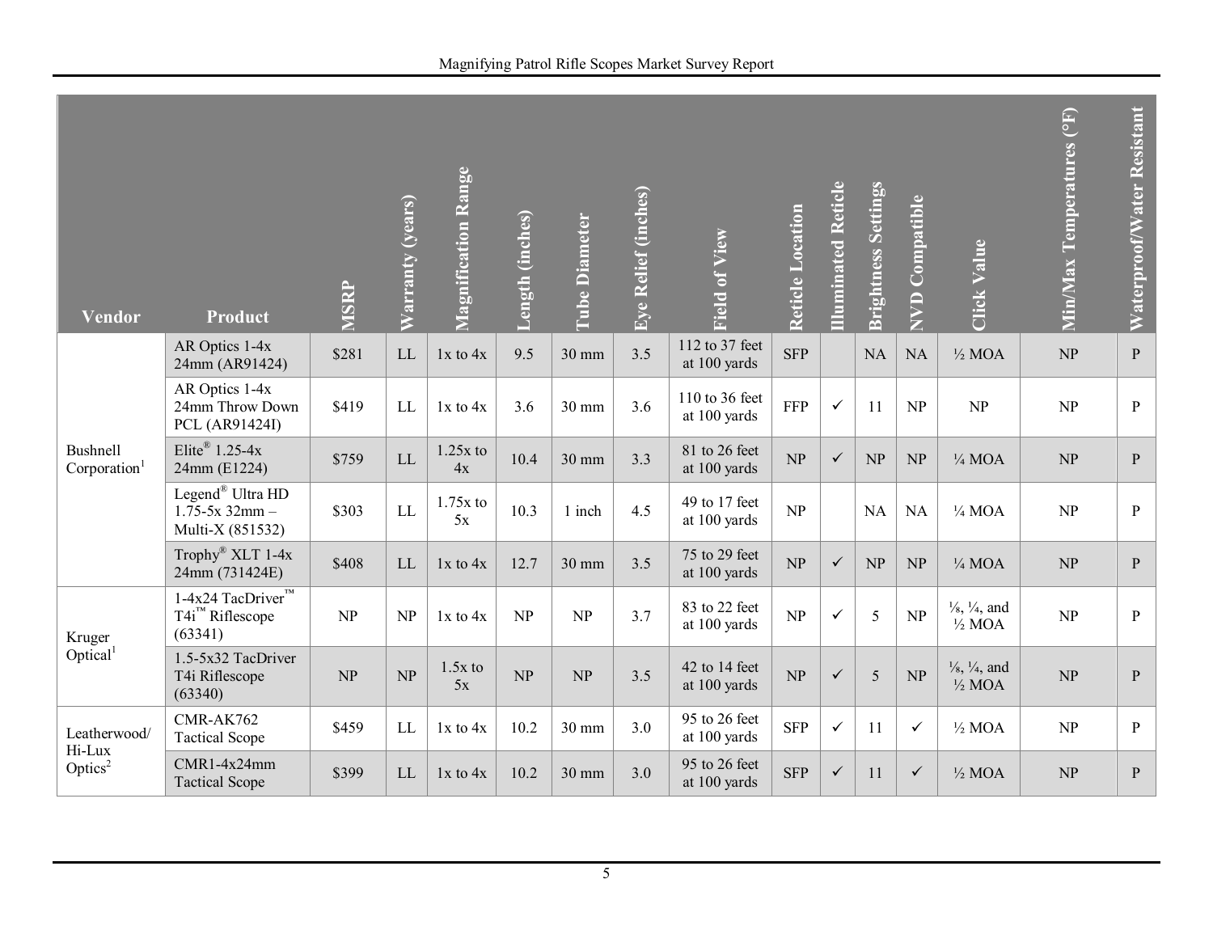| Vendor | Product | MSRP | Warranty (years) | Magnification Range | Length (inches) | Tube Diameter | Eye Relief (inches) | Field of View | Reticle Location | Illuminated Reticle | Brightness Settings | NVD Compatible | Click Value | Min/Max Temperatures (°F) | Waterproof/Water Resistant |
|---|---|---|---|---|---|---|---|---|---|---|---|---|---|---|---|
| Bushnell Corporation[1] | AR Optics 1-4x 24mm (AR91424) | $281 | LL | 1x to 4x | 9.5 | 30 mm | 3.5 | 112 to 37 feet at 100 yards | SFP | | NA | NA | ½ MOA | NP | P |
| | AR Optics 1-4x 24mm Throw Down PCL (AR91424I) | $419 | LL | 1x to 4x | 3.6 | 30 mm | 3.6 | 110 to 36 feet at 100 yards | FFP | ✓ | 11 | NP | NP | NP | P |
| | Elite® 1.25-4x 24mm (E1224) | $759 | LL | 1.25x to 4x | 10.4 | 30 mm | 3.3 | 81 to 26 feet at 100 yards | NP | ✓ | NP | NP | ¼ MOA | NP | P |
| | Legend® Ultra HD 1.75-5x 32mm – Multi-X (851532) | $303 | LL | 1.75x to 5x | 10.3 | 1 inch | 4.5 | 49 to 17 feet at 100 yards | NP | | NA | NA | ¼ MOA | NP | P |
| | Trophy® XLT 1-4x 24mm (731424E) | $408 | LL | 1x to 4x | 12.7 | 30 mm | 3.5 | 75 to 29 feet at 100 yards | NP | ✓ | NP | NP | ¼ MOA | NP | P |
| Kruger Optical[1] | 1-4x24 TacDriver™ T4i™ Riflescope (63341) | NP | NP | 1x to 4x | NP | NP | 3.7 | 83 to 22 feet at 100 yards | NP | ✓ | 5 | NP | ⅛, ¼, and ½ MOA | NP | P |
| | 1.5-5x32 TacDriver T4i Riflescope (63340) | NP | NP | 1.5x to 5x | NP | NP | 3.5 | 42 to 14 feet at 100 yards | NP | ✓ | 5 | NP | ⅛, ¼, and ½ MOA | NP | P |
| Leatherwood/ Hi-Lux Optics[2] | CMR-AK762 Tactical Scope | $459 | LL | 1x to 4x | 10.2 | 30 mm | 3.0 | 95 to 26 feet at 100 yards | SFP | ✓ | 11 | ✓ | ½ MOA | NP | P |
| | CMR1-4x24mm Tactical Scope | $399 | LL | 1x to 4x | 10.2 | 30 mm | 3.0 | 95 to 26 feet at 100 yards | SFP | ✓ | 11 | ✓ | ½ MOA | NP | P |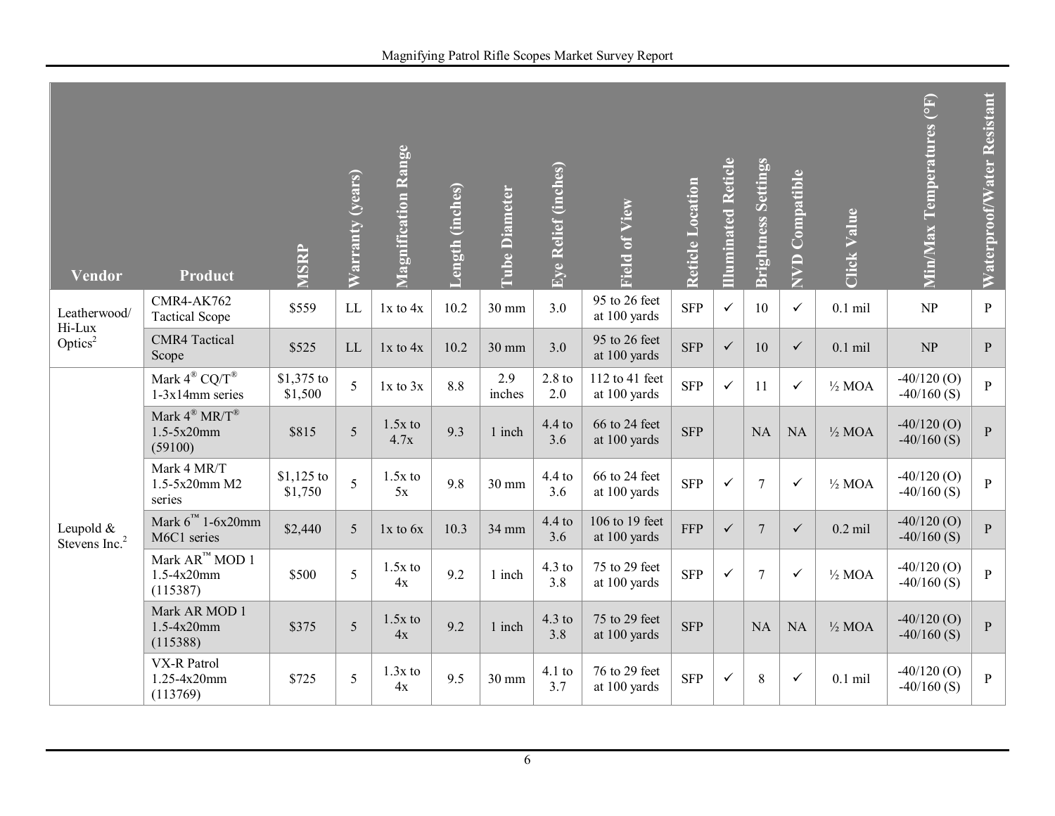| Vendor | Product | MSRP | Warranty (years) | Magnification Range | Length (inches) | Tube Diameter | Eye Relief (inches) | Field of View | Reticle Location | Illuminated Reticle | Brightness Settings | NVD Compatible | Click Value | Min/Max Temperatures (°F) | Waterproof/Water Resistant |
|---|---|---|---|---|---|---|---|---|---|---|---|---|---|---|---|
| Leatherwood/ Hi-Lux Optics[2] | CMR4-AK762 Tactical Scope | \$559 | LL | 1x to 4x | 10.2 | 30 mm | 3.0 | 95 to 26 feet at 100 yards | SFP | ✓ | 10 | ✓ | 0.1 mil | NP | P |
| | CMR4 Tactical Scope | \$525 | LL | 1x to 4x | 10.2 | 30 mm | 3.0 | 95 to 26 feet at 100 yards | SFP | ✓ | 10 | ✓ | 0.1 mil | NP | P |
| Leupold & Stevens Inc.[2] | Mark 4® CQ/T® 1-3x14mm series | \$1,375 to \$1,500 | 5 | 1x to 3x | 8.8 | 2.9 inches | 2.8 to 2.0 | 112 to 41 feet at 100 yards | SFP | ✓ | 11 | ✓ | ½ MOA | -40/120 (O) -40/160 (S) | P |
| | Mark 4® MR/T® 1.5-5x20mm (59100) | \$815 | 5 | 1.5x to 4.7x | 9.3 | 1 inch | 4.4 to 3.6 | 66 to 24 feet at 100 yards | SFP | | NA | NA | ½ MOA | -40/120 (O) -40/160 (S) | P |
| | Mark 4 MR/T 1.5-5x20mm M2 series | \$1,125 to \$1,750 | 5 | 1.5x to 5x | 9.8 | 30 mm | 4.4 to 3.6 | 66 to 24 feet at 100 yards | SFP | ✓ | 7 | ✓ | ½ MOA | -40/120 (O) -40/160 (S) | P |
| | Mark 6™ 1-6x20mm M6C1 series | \$2,440 | 5 | 1x to 6x | 10.3 | 34 mm | 4.4 to 3.6 | 106 to 19 feet at 100 yards | FFP | ✓ | 7 | ✓ | 0.2 mil | -40/120 (O) -40/160 (S) | P |
| | Mark AR™ MOD 1 1.5-4x20mm (115387) | \$500 | 5 | 1.5x to 4x | 9.2 | 1 inch | 4.3 to 3.8 | 75 to 29 feet at 100 yards | SFP | ✓ | 7 | ✓ | ½ MOA | -40/120 (O) -40/160 (S) | P |
| | Mark AR MOD 1 1.5-4x20mm (115388) | \$375 | 5 | 1.5x to 4x | 9.2 | 1 inch | 4.3 to 3.8 | 75 to 29 feet at 100 yards | SFP | | NA | NA | ½ MOA | -40/120 (O) -40/160 (S) | P |
| | VX-R Patrol 1.25-4x20mm (113769) | \$725 | 5 | 1.3x to 4x | 9.5 | 30 mm | 4.1 to 3.7 | 76 to 29 feet at 100 yards | SFP | ✓ | 8 | ✓ | 0.1 mil | -40/120 (O) -40/160 (S) | P |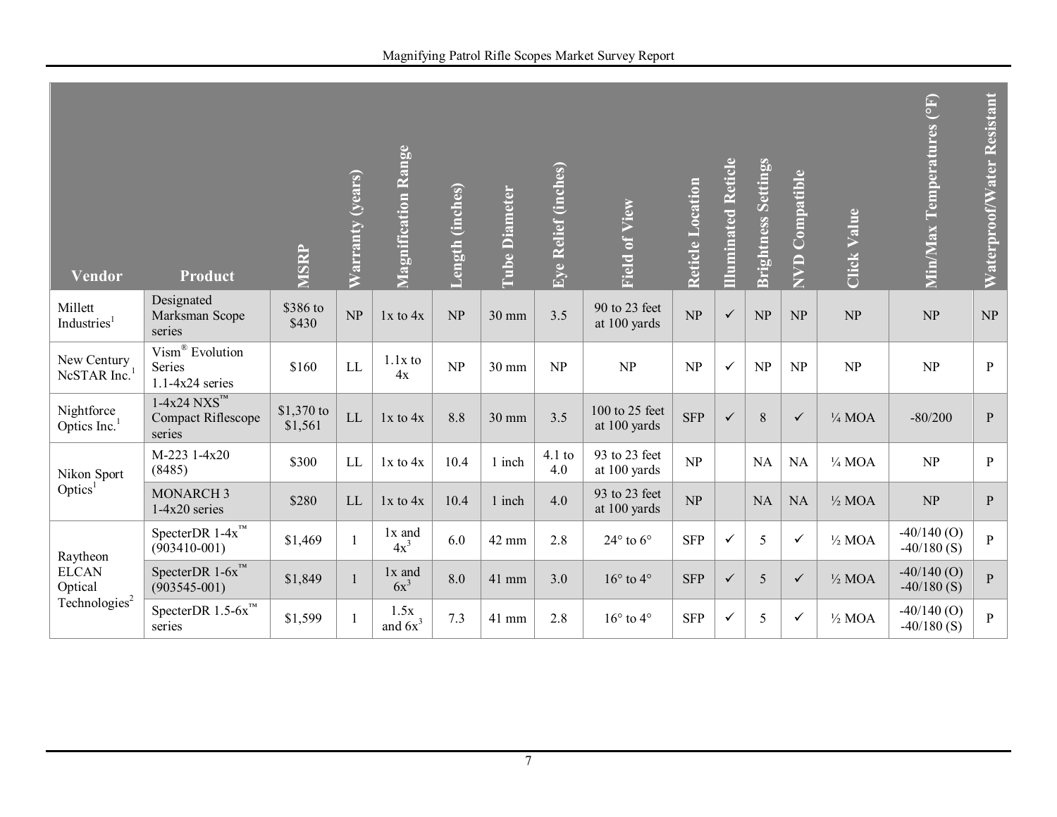| Vendor | Product | MSRP | Warranty (years) | Magnification Range | Length (inches) | Tube Diameter | Eye Relief (inches) | Field of View | Reticle Location | Illuminated Reticle | Brightness Settings | NVD Compatible | Click Value | Min/Max Temperatures (°F) | Waterproof/Water Resistant |
|---|---|---|---|---|---|---|---|---|---|---|---|---|---|---|---|
| Millett Industries[1] | Designated Marksman Scope series | \$386 to \$430 | NP | 1x to 4x | NP | 30 mm | 3.5 | 90 to 23 feet at 100 yards | NP | ✓ | NP | NP | NP | NP | NP |
| New Century NcSTAR Inc.[1] | Vism® Evolution Series 1.1-4x24 series | \$160 | LL | 1.1x to 4x | NP | 30 mm | NP | NP | NP | ✓ | NP | NP | NP | NP | P |
| Nightforce Optics Inc.[1] | 1-4x24 NXS™ Compact Riflescope series | \$1,370 to \$1,561 | LL | 1x to 4x | 8.8 | 30 mm | 3.5 | 100 to 25 feet at 100 yards | SFP | ✓ | 8 | ✓ | ¼ MOA | -80/200 | P |
| Nikon Sport Optics[1] | M-223 1-4x20 (8485) | \$300 | LL | 1x to 4x | 10.4 | 1 inch | 4.1 to 4.0 | 93 to 23 feet at 100 yards | NP | | NA | NA | ¼ MOA | NP | P |
| | MONARCH 3 1-4x20 series | \$280 | LL | 1x to 4x | 10.4 | 1 inch | 4.0 | 93 to 23 feet at 100 yards | NP | | NA | NA | ½ MOA | NP | P |
| Raytheon ELCAN Optical Technologies[2] | SpecterDR 1-4x™ (903410-001) | \$1,469 | 1 | 1x and 4x[3] | 6.0 | 42 mm | 2.8 | 24° to 6° | SFP | ✓ | 5 | ✓ | ½ MOA | -40/140 (O) -40/180 (S) | P |
| | SpecterDR 1-6x™ (903545-001) | \$1,849 | 1 | 1x and 6x[3] | 8.0 | 41 mm | 3.0 | 16° to 4° | SFP | ✓ | 5 | ✓ | ½ MOA | -40/140 (O) -40/180 (S) | P |
| | SpecterDR 1.5-6x™ series | \$1,599 | 1 | 1.5x and 6x[3] | 7.3 | 41 mm | 2.8 | 16° to 4° | SFP | ✓ | 5 | ✓ | ½ MOA | -40/140 (O) -40/180 (S) | P |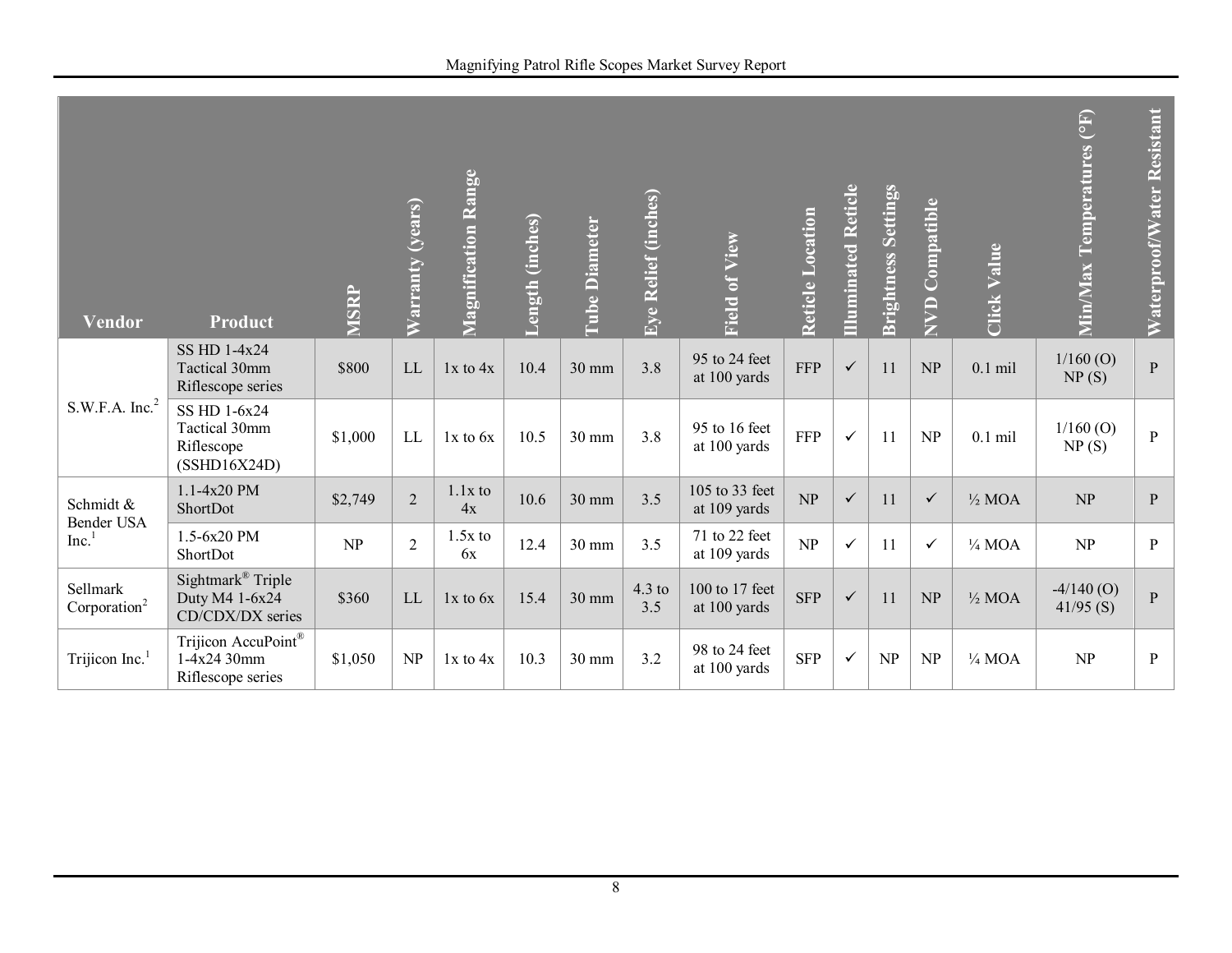| Vendor | Product | MSRP | Warranty (years) | Magnification Range | Length (inches) | Tube Diameter | Eye Relief (inches) | Field of View | Reticle Location | Illuminated Reticle | Brightness Settings | NVD Compatible | Click Value | Min/Max Temperatures (°F) | Waterproof/Water Resistant |
|---|---|---|---|---|---|---|---|---|---|---|---|---|---|---|---|
| S.W.F.A. Inc.[2] | SS HD 1-4x24 Tactical 30mm Riflescope series | $800 | LL | 1x to 4x | 10.4 | 30 mm | 3.8 | 95 to 24 feet at 100 yards | FFP | ✓ | 11 | NP | 0.1 mil | 1/160 (O) NP (S) | P |
| | SS HD 1-6x24 Tactical 30mm Riflescope (SSHD16X24D) | $1,000 | LL | 1x to 6x | 10.5 | 30 mm | 3.8 | 95 to 16 feet at 100 yards | FFP | ✓ | 11 | NP | 0.1 mil | 1/160 (O) NP (S) | P |
| Schmidt & Bender USA Inc.[1] | 1.1-4x20 PM ShortDot | $2,749 | 2 | 1.1x to 4x | 10.6 | 30 mm | 3.5 | 105 to 33 feet at 109 yards | NP | ✓ | 11 | ✓ | ½ MOA | NP | P |
| | 1.5-6x20 PM ShortDot | NP | 2 | 1.5x to 6x | 12.4 | 30 mm | 3.5 | 71 to 22 feet at 109 yards | NP | ✓ | 11 | ✓ | ¼ MOA | NP | P |
| Sellmark Corporation[2] | Sightmark® Triple Duty M4 1-6x24 CD/CDX/DX series | $360 | LL | 1x to 6x | 15.4 | 30 mm | 4.3 to 3.5 | 100 to 17 feet at 100 yards | SFP | ✓ | 11 | NP | ½ MOA | -4/140 (O) 41/95 (S) | P |
| Trijicon Inc.[1] | Trijicon AccuPoint® 1-4x24 30mm Riflescope series | $1,050 | NP | 1x to 4x | 10.3 | 30 mm | 3.2 | 98 to 24 feet at 100 yards | SFP | ✓ | NP | NP | ¼ MOA | NP | P |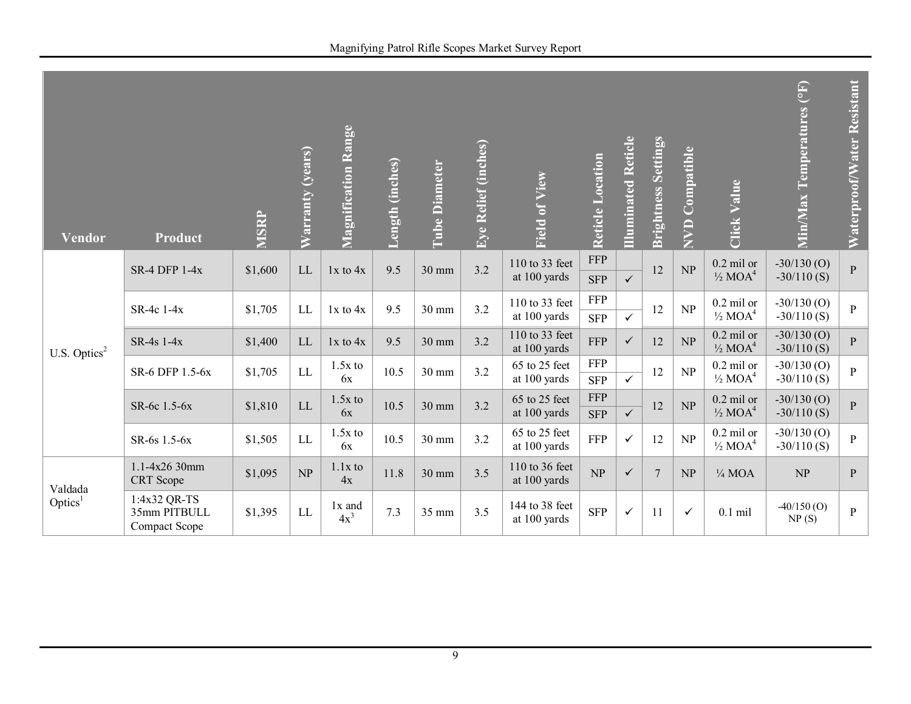| Vendor | Product | MSRP | Warranty (years) | Magnification Range | Length (inches) | Tube Diameter | Eye Relief (inches) | Field of View | Reticle Location | Illuminated Reticle | Brightness Settings | NVD Compatible | Click Value | Min/Max Temperatures (°F) | Waterproof/Water Resistant |
|---|---|---|---|---|---|---|---|---|---|---|---|---|---|---|---|
| U.S. Optics[2] | SR-4 DFP 1-4x | $1,600 | LL | 1x to 4x | 9.5 | 30 mm | 3.2 | 110 to 33 feet at 100 yards | FFP | | 12 | NP | 0.2 mil or ½ MOA[4] | -30/130 (O) -30/110 (S) | P |
| | | | | | | | | | SFP | ✓ | | | | | |
| | SR-4c 1-4x | $1,705 | LL | 1x to 4x | 9.5 | 30 mm | 3.2 | 110 to 33 feet at 100 yards | FFP | | 12 | NP | 0.2 mil or ½ MOA[4] | -30/130 (O) -30/110 (S) | P |
| | | | | | | | | | SFP | ✓ | | | | | |
| | SR-4s 1-4x | $1,400 | LL | 1x to 4x | 9.5 | 30 mm | 3.2 | 110 to 33 feet at 100 yards | FFP | ✓ | 12 | NP | 0.2 mil or ½ MOA[4] | -30/130 (O) -30/110 (S) | P |
| | SR-6 DFP 1.5-6x | $1,705 | LL | 1.5x to 6x | 10.5 | 30 mm | 3.2 | 65 to 25 feet at 100 yards | FFP | | 12 | NP | 0.2 mil or ½ MOA[4] | -30/130 (O) -30/110 (S) | P |
| | | | | | | | | | SFP | ✓ | | | | | |
| | SR-6c 1.5-6x | $1,810 | LL | 1.5x to 6x | 10.5 | 30 mm | 3.2 | 65 to 25 feet at 100 yards | FFP | | 12 | NP | 0.2 mil or ½ MOA[4] | -30/130 (O) -30/110 (S) | P |
| | | | | | | | | | SFP | ✓ | | | | | |
| | SR-6s 1.5-6x | $1,505 | LL | 1.5x to 6x | 10.5 | 30 mm | 3.2 | 65 to 25 feet at 100 yards | FFP | ✓ | 12 | NP | 0.2 mil or ½ MOA[4] | -30/130 (O) -30/110 (S) | P |
| Valdada Optics[1] | 1.1-4x26 30mm CRT Scope | $1,095 | NP | 1.1x to 4x | 11.8 | 30 mm | 3.5 | 110 to 36 feet at 100 yards | NP | ✓ | 7 | NP | ¼ MOA | NP | P |
| | 1:4x32 QR-TS 35mm PITBULL Compact Scope | $1,395 | LL | 1x and 4x[3] | 7.3 | 35 mm | 3.5 | 144 to 38 feet at 100 yards | SFP | ✓ | 11 | ✓ | 0.1 mil | -40/150 (O) NP (S) | P |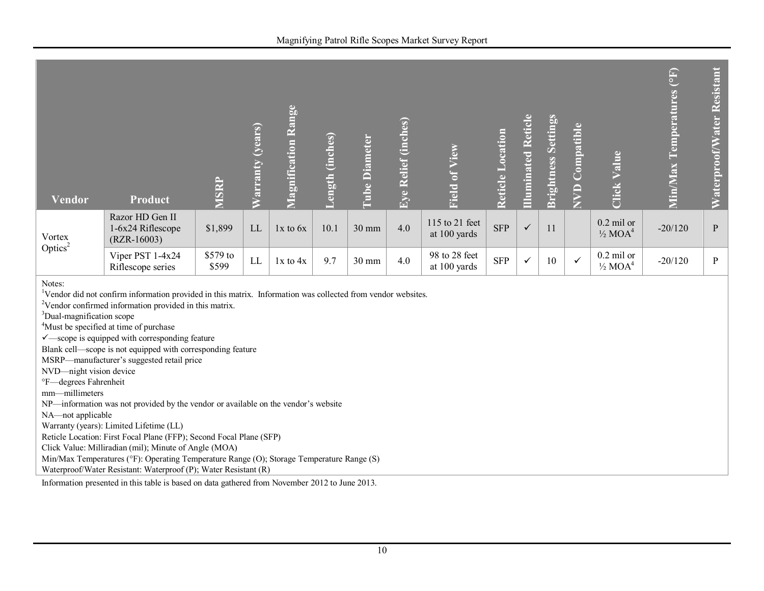| Vendor | Product | MSRP | Warranty (years) | Magnification Range | Length (inches) | Tube Diameter | Eye Relief (inches) | Field of View | Reticle Location | Illuminated Reticle | Brightness Settings | NVD Compatible | Click Value | Min/Max Temperatures (°F) | Waterproof/Water Resistant |
|---|---|---|---|---|---|---|---|---|---|---|---|---|---|---|---|
| Vortex Optics[2] | Razor HD Gen II 1-6x24 Riflescope (RZR-16003) | $1,899 | LL | 1x to 6x | 10.1 | 30 mm | 4.0 | 115 to 21 feet at 100 yards | SFP | ✓ | 11 | | 0.2 mil or ½ MOA[4] | -20/120 | P |
| | Viper PST 1-4x24 Riflescope series | $579 to $599 | LL | 1x to 4x | 9.7 | 30 mm | 4.0 | 98 to 28 feet at 100 yards | SFP | ✓ | 10 | ✓ | 0.2 mil or ½ MOA[4] | -20/120 | P |

Notes:
[1]Vendor did not confirm information provided in this matrix. Information was collected from vendor websites.
[2]Vendor confirmed information provided in this matrix.
[3]Dual-magnification scope
[4]Must be specified at time of purchase
✓—scope is equipped with corresponding feature
Blank cell—scope is not equipped with corresponding feature
MSRP—manufacturer's suggested retail price
NVD—night vision device
°F—degrees Fahrenheit
mm—millimeters
NP—information was not provided by the vendor or available on the vendor's website
NA—not applicable
Warranty (years): Limited Lifetime (LL)
Reticle Location: First Focal Plane (FFP); Second Focal Plane (SFP)
Click Value: Milliradian (mil); Minute of Angle (MOA)
Min/Max Temperatures (°F): Operating Temperature Range (O); Storage Temperature Range (S)
Waterproof/Water Resistant: Waterproof (P); Water Resistant (R)

Information presented in this table is based on data gathered from November 2012 to June 2013.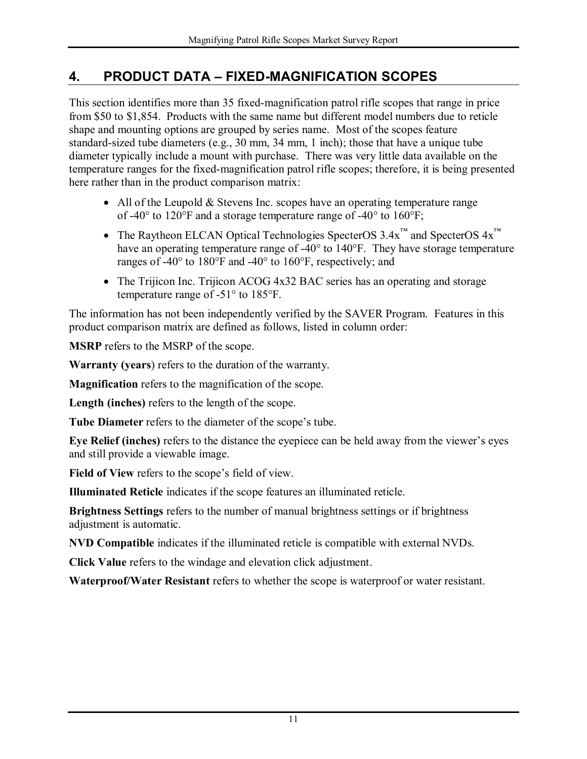## 4. PRODUCT DATA – FIXED-MAGNIFICATION SCOPES

This section identifies more than 35 fixed-magnification patrol rifle scopes that range in price from $50 to $1,854. Products with the same name but different model numbers due to reticle shape and mounting options are grouped by series name. Most of the scopes feature standard-sized tube diameters (e.g., 30 mm, 34 mm, 1 inch); those that have a unique tube diameter typically include a mount with purchase. There was very little data available on the temperature ranges for the fixed-magnification patrol rifle scopes; therefore, it is being presented here rather than in the product comparison matrix:

- All of the Leupold & Stevens Inc. scopes have an operating temperature range of -40° to 120°F and a storage temperature range of -40° to 160°F;
- The Raytheon ELCAN Optical Technologies SpecterOS 3.4x™ and SpecterOS 4x™ have an operating temperature range of -40° to 140°F. They have storage temperature ranges of -40° to 180°F and -40° to 160°F, respectively; and
- The Trijicon Inc. Trijicon ACOG 4x32 BAC series has an operating and storage temperature range of -51° to 185°F.

The information has not been independently verified by the SAVER Program. Features in this product comparison matrix are defined as follows, listed in column order:

**MSRP** refers to the MSRP of the scope.

**Warranty (years**) refers to the duration of the warranty.

**Magnification** refers to the magnification of the scope.

**Length (inches)** refers to the length of the scope.

**Tube Diameter** refers to the diameter of the scope's tube.

**Eye Relief (inches)** refers to the distance the eyepiece can be held away from the viewer's eyes and still provide a viewable image.

**Field of View** refers to the scope's field of view.

**Illuminated Reticle** indicates if the scope features an illuminated reticle.

**Brightness Settings** refers to the number of manual brightness settings or if brightness adjustment is automatic.

**NVD Compatible** indicates if the illuminated reticle is compatible with external NVDs.

**Click Value** refers to the windage and elevation click adjustment.

**Waterproof/Water Resistant** refers to whether the scope is waterproof or water resistant.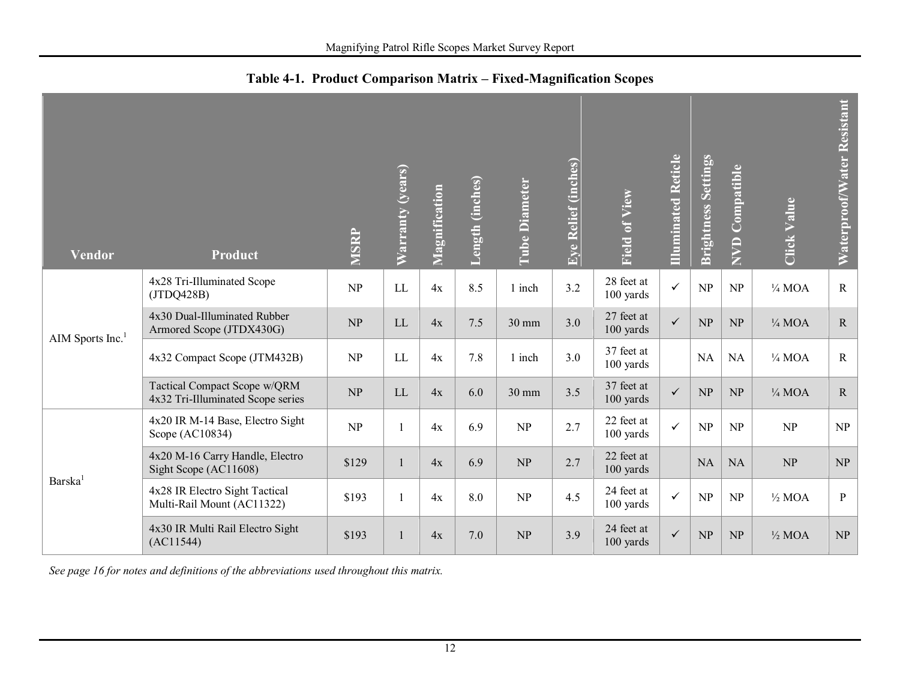**Table 4-1. Product Comparison Matrix – Fixed-Magnification Scopes**

| Vendor | Product | MSRP | Warranty (years) | Magnification | Length (inches) | Tube Diameter | Eye Relief (inches) | Field of View | Illuminated Reticle | Brightness Settings | NVD Compatible | Click Value | Waterproof/Water Resistant |
|---|---|---|---|---|---|---|---|---|---|---|---|---|---|
| AIM Sports Inc.[1] | 4x28 Tri-Illuminated Scope (JTDQ428B) | NP | LL | 4x | 8.5 | 1 inch | 3.2 | 28 feet at 100 yards | ✓ | NP | NP | ¼ MOA | R |
| | 4x30 Dual-Illuminated Rubber Armored Scope (JTDX430G) | NP | LL | 4x | 7.5 | 30 mm | 3.0 | 27 feet at 100 yards | ✓ | NP | NP | ¼ MOA | R |
| | 4x32 Compact Scope (JTM432B) | NP | LL | 4x | 7.8 | 1 inch | 3.0 | 37 feet at 100 yards | | NA | NA | ¼ MOA | R |
| | Tactical Compact Scope w/QRM 4x32 Tri-Illuminated Scope series | NP | LL | 4x | 6.0 | 30 mm | 3.5 | 37 feet at 100 yards | ✓ | NP | NP | ¼ MOA | R |
| Barska[1] | 4x20 IR M-14 Base, Electro Sight Scope (AC10834) | NP | 1 | 4x | 6.9 | NP | 2.7 | 22 feet at 100 yards | ✓ | NP | NP | NP | NP |
| | 4x20 M-16 Carry Handle, Electro Sight Scope (AC11608) | $129 | 1 | 4x | 6.9 | NP | 2.7 | 22 feet at 100 yards | | NA | NA | NP | NP |
| | 4x28 IR Electro Sight Tactical Multi-Rail Mount (AC11322) | $193 | 1 | 4x | 8.0 | NP | 4.5 | 24 feet at 100 yards | ✓ | NP | NP | ½ MOA | P |
| | 4x30 IR Multi Rail Electro Sight (AC11544) | $193 | 1 | 4x | 7.0 | NP | 3.9 | 24 feet at 100 yards | ✓ | NP | NP | ½ MOA | NP |

*See page 16 for notes and definitions of the abbreviations used throughout this matrix.*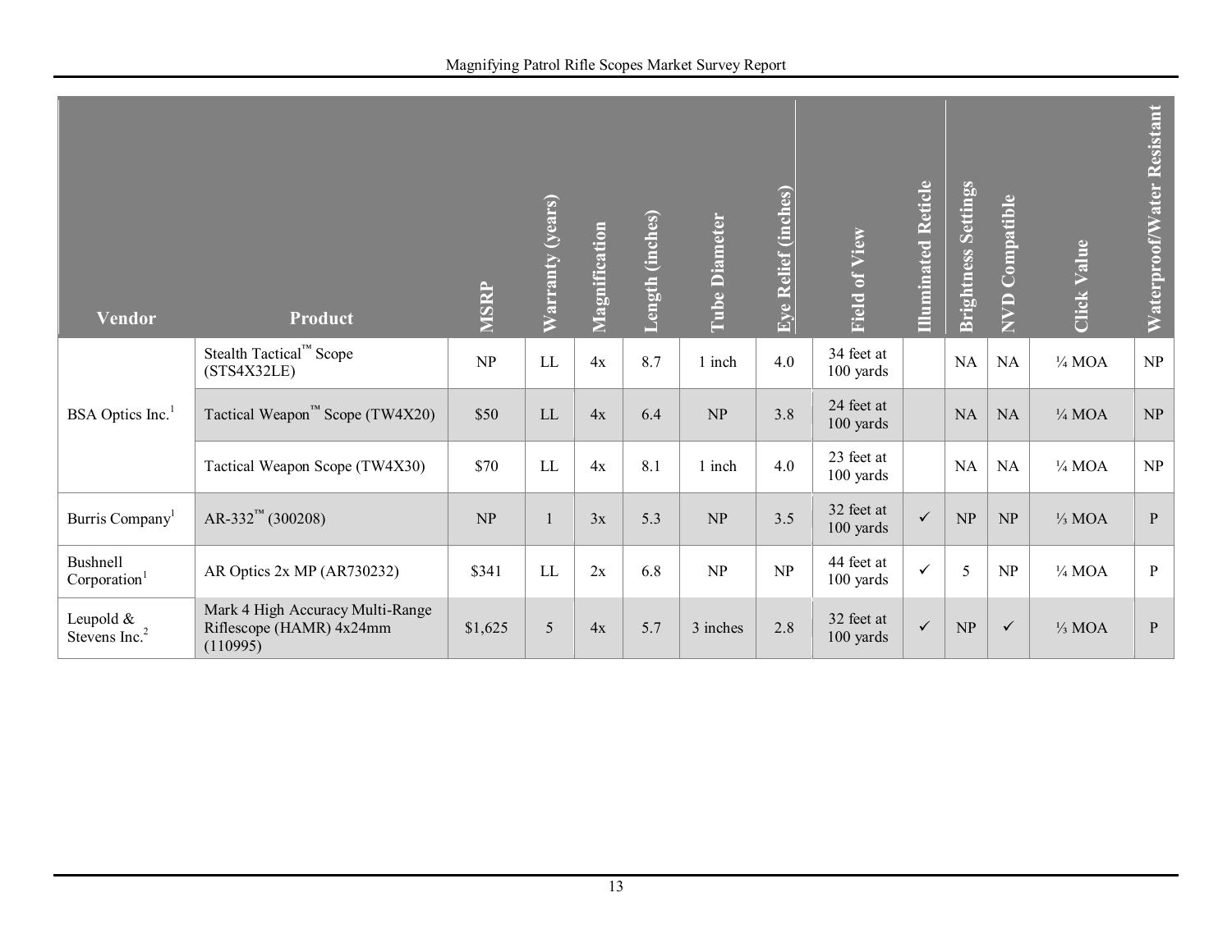| Vendor | Product | MSRP | Warranty (years) | Magnification | Length (inches) | Tube Diameter | Eye Relief (inches) | Field of View | Illuminated Reticle | Brightness Settings | NVD Compatible | Click Value | Waterproof/Water Resistant |
|---|---|---|---|---|---|---|---|---|---|---|---|---|---|
| BSA Optics Inc.[1] | Stealth Tactical™ Scope (STS4X32LE) | NP | LL | 4x | 8.7 | 1 inch | 4.0 | 34 feet at 100 yards | | NA | NA | ¼ MOA | NP |
| | Tactical Weapon™ Scope (TW4X20) | $50 | LL | 4x | 6.4 | NP | 3.8 | 24 feet at 100 yards | | NA | NA | ¼ MOA | NP |
| | Tactical Weapon Scope (TW4X30) | $70 | LL | 4x | 8.1 | 1 inch | 4.0 | 23 feet at 100 yards | | NA | NA | ¼ MOA | NP |
| Burris Company[1] | AR-332™ (300208) | NP | 1 | 3x | 5.3 | NP | 3.5 | 32 feet at 100 yards | ✓ | NP | NP | ⅓ MOA | P |
| Bushnell Corporation[1] | AR Optics 2x MP (AR730232) | $341 | LL | 2x | 6.8 | NP | NP | 44 feet at 100 yards | ✓ | 5 | NP | ¼ MOA | P |
| Leupold & Stevens Inc.[2] | Mark 4 High Accuracy Multi-Range Riflescope (HAMR) 4x24mm (110995) | $1,625 | 5 | 4x | 5.7 | 3 inches | 2.8 | 32 feet at 100 yards | ✓ | NP | ✓ | ⅓ MOA | P |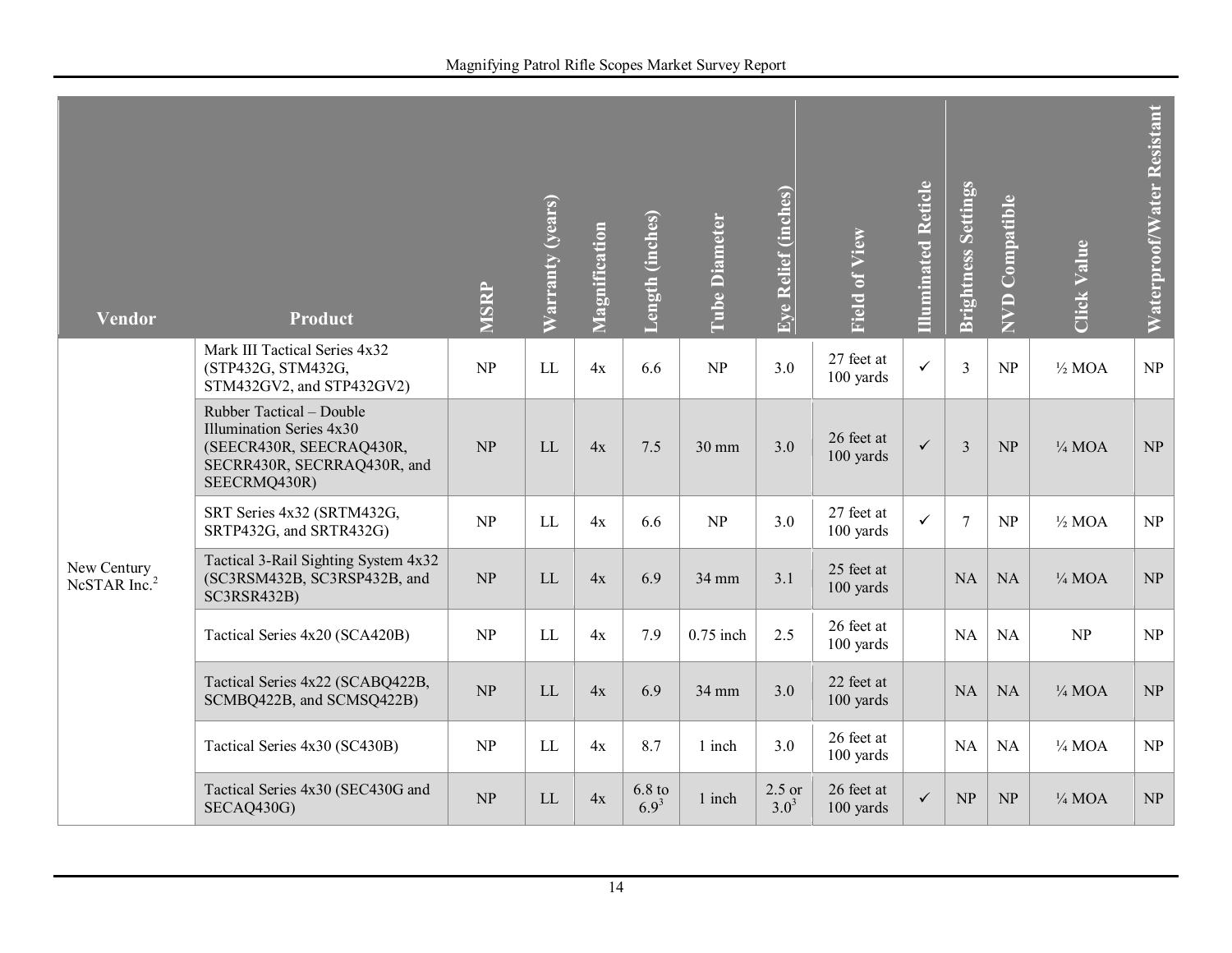| Vendor | Product | MSRP | Warranty (years) | Magnification | Length (inches) | Tube Diameter | Eye Relief (inches) | Field of View | Illuminated Reticle | Brightness Settings | NVD Compatible | Click Value | Waterproof/Water Resistant |
|---|---|---|---|---|---|---|---|---|---|---|---|---|---|
| New Century NcSTAR Inc.[2] | Mark III Tactical Series 4x32 (STP432G, STM432G, STM432GV2, and STP432GV2) | NP | LL | 4x | 6.6 | NP | 3.0 | 27 feet at 100 yards | ✓ | 3 | NP | ½ MOA | NP |
| | Rubber Tactical – Double Illumination Series 4x30 (SEECR430R, SEECRAQ430R, SECRR430R, SECRRAQ430R, and SEECRMQ430R) | NP | LL | 4x | 7.5 | 30 mm | 3.0 | 26 feet at 100 yards | ✓ | 3 | NP | ¼ MOA | NP |
| | SRT Series 4x32 (SRTM432G, SRTP432G, and SRTR432G) | NP | LL | 4x | 6.6 | NP | 3.0 | 27 feet at 100 yards | ✓ | 7 | NP | ½ MOA | NP |
| | Tactical 3-Rail Sighting System 4x32 (SC3RSM432B, SC3RSP432B, and SC3RSR432B) | NP | LL | 4x | 6.9 | 34 mm | 3.1 | 25 feet at 100 yards | | NA | NA | ¼ MOA | NP |
| | Tactical Series 4x20 (SCA420B) | NP | LL | 4x | 7.9 | 0.75 inch | 2.5 | 26 feet at 100 yards | | NA | NA | NP | NP |
| | Tactical Series 4x22 (SCABQ422B, SCMBQ422B, and SCMSQ422B) | NP | LL | 4x | 6.9 | 34 mm | 3.0 | 22 feet at 100 yards | | NA | NA | ¼ MOA | NP |
| | Tactical Series 4x30 (SC430B) | NP | LL | 4x | 8.7 | 1 inch | 3.0 | 26 feet at 100 yards | | NA | NA | ¼ MOA | NP |
| | Tactical Series 4x30 (SEC430G and SECAQ430G) | NP | LL | 4x | 6.8 to 6.9[3] | 1 inch | 2.5 or 3.0[3] | 26 feet at 100 yards | ✓ | NP | NP | ¼ MOA | NP |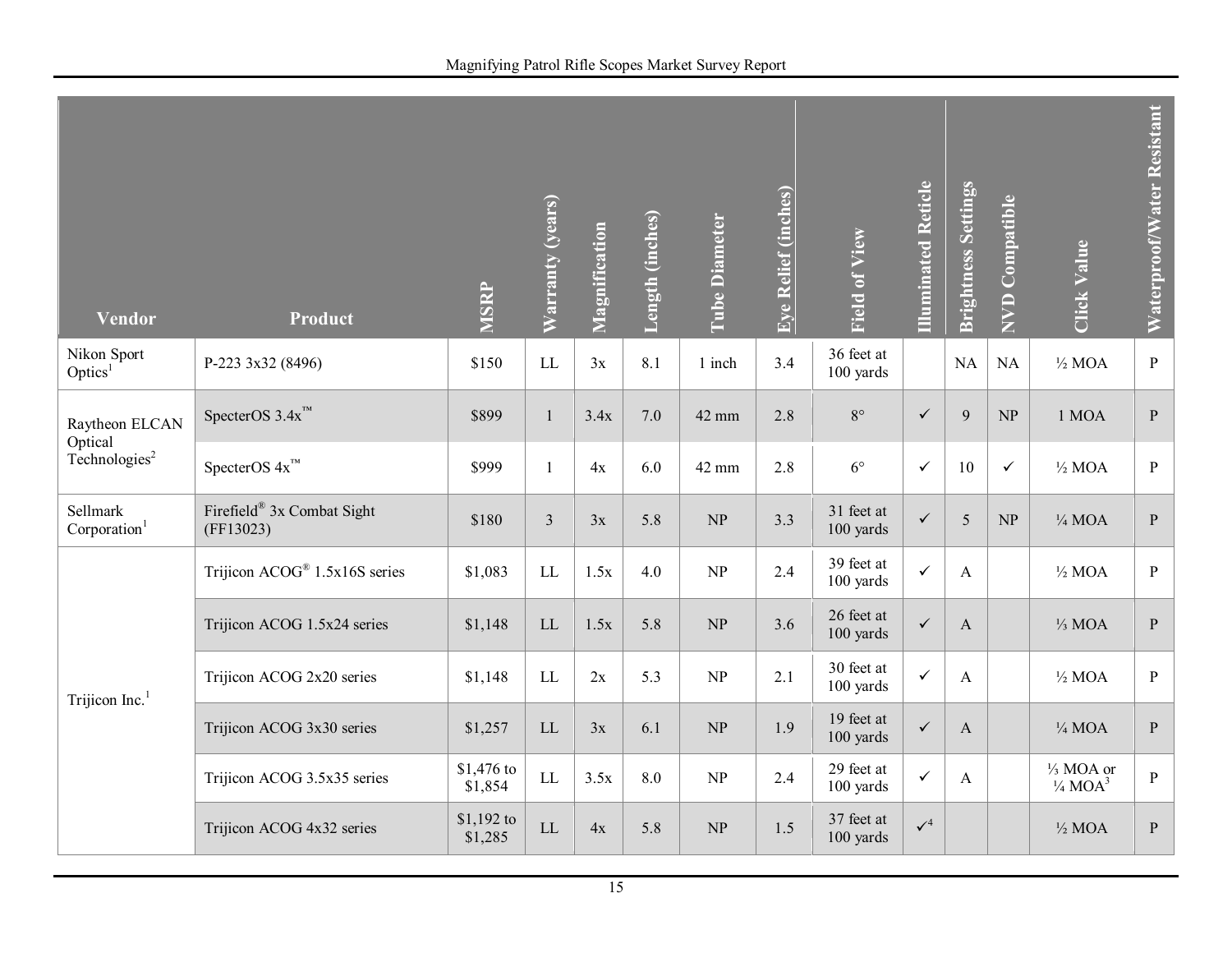| Vendor | Product | MSRP | Warranty (years) | Magnification | Length (inches) | Tube Diameter | Eye Relief (inches) | Field of View | Illuminated Reticle | Brightness Settings | NVD Compatible | Click Value | Waterproof/Water Resistant |
|---|---|---|---|---|---|---|---|---|---|---|---|---|---|
| Nikon Sport Optics[1] | P-223 3x32 (8496) | $150 | LL | 3x | 8.1 | 1 inch | 3.4 | 36 feet at 100 yards | | NA | NA | ½ MOA | P |
| Raytheon ELCAN Optical Technologies[2] | SpecterOS 3.4x™ | $899 | 1 | 3.4x | 7.0 | 42 mm | 2.8 | 8° | ✓ | 9 | NP | 1 MOA | P |
| | SpecterOS 4x™ | $999 | 1 | 4x | 6.0 | 42 mm | 2.8 | 6° | ✓ | 10 | ✓ | ½ MOA | P |
| Sellmark Corporation[1] | Firefield® 3x Combat Sight (FF13023) | $180 | 3 | 3x | 5.8 | NP | 3.3 | 31 feet at 100 yards | ✓ | 5 | NP | ¼ MOA | P |
| Trijicon Inc.[1] | Trijicon ACOG® 1.5x16S series | $1,083 | LL | 1.5x | 4.0 | NP | 2.4 | 39 feet at 100 yards | ✓ | A | | ½ MOA | P |
| | Trijicon ACOG 1.5x24 series | $1,148 | LL | 1.5x | 5.8 | NP | 3.6 | 26 feet at 100 yards | ✓ | A | | ⅓ MOA | P |
| | Trijicon ACOG 2x20 series | $1,148 | LL | 2x | 5.3 | NP | 2.1 | 30 feet at 100 yards | ✓ | A | | ½ MOA | P |
| | Trijicon ACOG 3x30 series | $1,257 | LL | 3x | 6.1 | NP | 1.9 | 19 feet at 100 yards | ✓ | A | | ¼ MOA | P |
| | Trijicon ACOG 3.5x35 series | $1,476 to $1,854 | LL | 3.5x | 8.0 | NP | 2.4 | 29 feet at 100 yards | ✓ | A | | ⅓ MOA or ¼ MOA[3] | P |
| | Trijicon ACOG 4x32 series | $1,192 to $1,285 | LL | 4x | 5.8 | NP | 1.5 | 37 feet at 100 yards | ✓[4] | | | ½ MOA | P |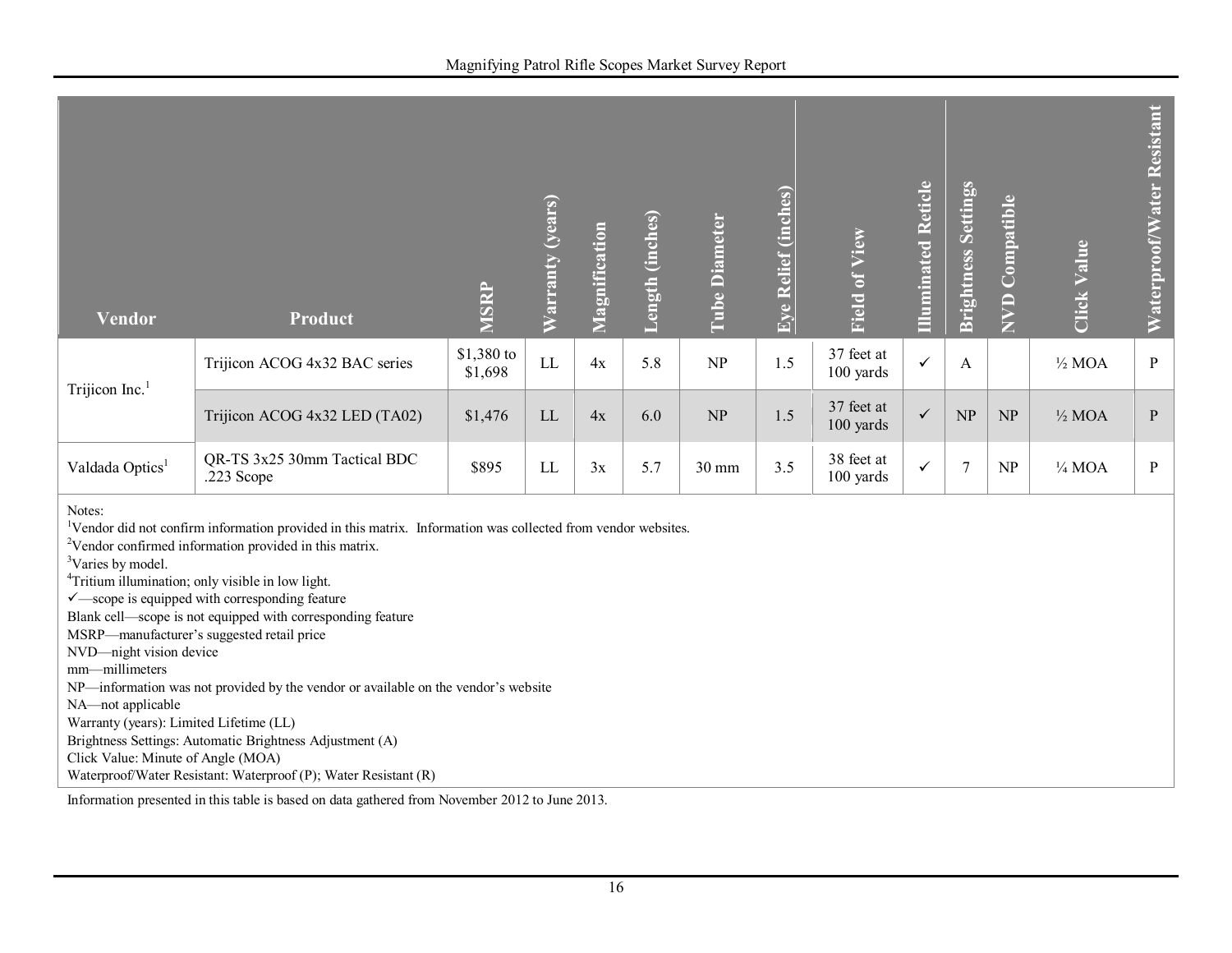| Vendor | Product | MSRP | Warranty (years) | Magnification | Length (inches) | Tube Diameter | Eye Relief (inches) | Field of View | Illuminated Reticle | Brightness Settings | NVD Compatible | Click Value | Waterproof/Water Resistant |
|---|---|---|---|---|---|---|---|---|---|---|---|---|---|
| Trijicon Inc.[1] | Trijicon ACOG 4x32 BAC series | $1,380 to $1,698 | LL | 4x | 5.8 | NP | 1.5 | 37 feet at 100 yards | ✓ | A | | ½ MOA | P |
| | Trijicon ACOG 4x32 LED (TA02) | $1,476 | LL | 4x | 6.0 | NP | 1.5 | 37 feet at 100 yards | ✓ | NP | NP | ½ MOA | P |
| Valdada Optics[1] | QR-TS 3x25 30mm Tactical BDC .223 Scope | $895 | LL | 3x | 5.7 | 30 mm | 3.5 | 38 feet at 100 yards | ✓ | 7 | NP | ¼ MOA | P |

Notes:
[1]Vendor did not confirm information provided in this matrix. Information was collected from vendor websites.
[2]Vendor confirmed information provided in this matrix.
[3]Varies by model.
[4]Tritium illumination; only visible in low light.
✓—scope is equipped with corresponding feature
Blank cell—scope is not equipped with corresponding feature
MSRP—manufacturer's suggested retail price
NVD—night vision device
mm—millimeters
NP—information was not provided by the vendor or available on the vendor's website
NA—not applicable
Warranty (years): Limited Lifetime (LL)
Brightness Settings: Automatic Brightness Adjustment (A)
Click Value: Minute of Angle (MOA)
Waterproof/Water Resistant: Waterproof (P); Water Resistant (R)

Information presented in this table is based on data gathered from November 2012 to June 2013.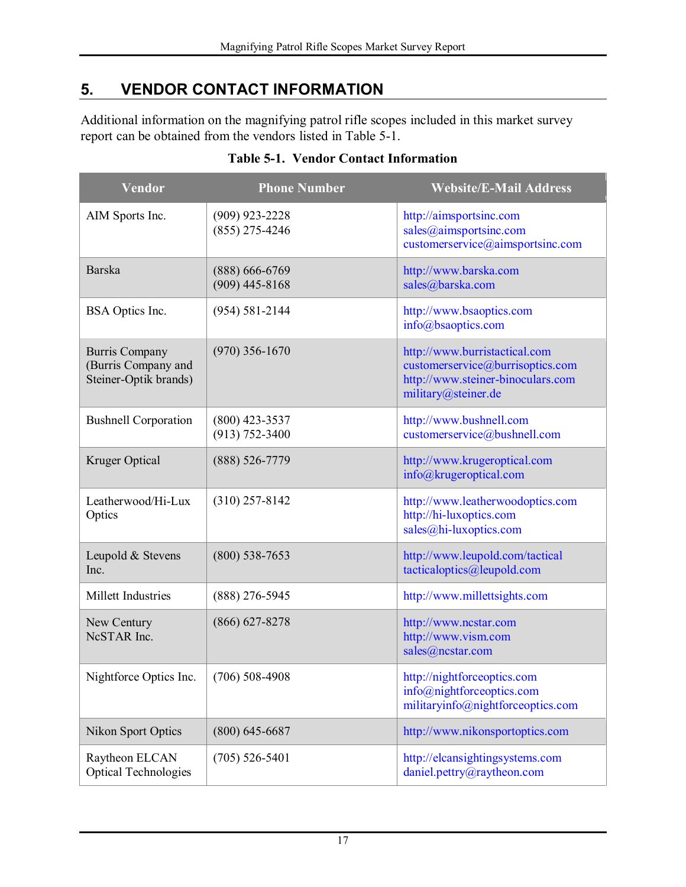## 5. VENDOR CONTACT INFORMATION

Additional information on the magnifying patrol rifle scopes included in this market survey report can be obtained from the vendors listed in Table 5-1.

**Table 5-1. Vendor Contact Information**

| Vendor | Phone Number | Website/E-Mail Address |
|---|---|---|
| AIM Sports Inc. | (909) 923-2228<br>(855) 275-4246 | http://aimsportsinc.com<br>sales@aimsportsinc.com<br>customerservice@aimsportsinc.com |
| Barska | (888) 666-6769<br>(909) 445-8168 | http://www.barska.com<br>sales@barska.com |
| BSA Optics Inc. | (954) 581-2144 | http://www.bsaoptics.com<br>info@bsaoptics.com |
| Burris Company (Burris Company and Steiner-Optik brands) | (970) 356-1670 | http://www.burristactical.com<br>customerservice@burrisoptics.com<br>http://www.steiner-binoculars.com<br>military@steiner.de |
| Bushnell Corporation | (800) 423-3537<br>(913) 752-3400 | http://www.bushnell.com<br>customerservice@bushnell.com |
| Kruger Optical | (888) 526-7779 | http://www.krugeroptical.com<br>info@krugeroptical.com |
| Leatherwood/Hi-Lux Optics | (310) 257-8142 | http://www.leatherwoodoptics.com<br>http://hi-luxoptics.com<br>sales@hi-luxoptics.com |
| Leupold & Stevens Inc. | (800) 538-7653 | http://www.leupold.com/tactical<br>tacticaloptics@leupold.com |
| Millett Industries | (888) 276-5945 | http://www.millettsights.com |
| New Century NcSTAR Inc. | (866) 627-8278 | http://www.ncstar.com<br>http://www.vism.com<br>sales@ncstar.com |
| Nightforce Optics Inc. | (706) 508-4908 | http://nightforceoptics.com<br>info@nightforceoptics.com<br>militaryinfo@nightforceoptics.com |
| Nikon Sport Optics | (800) 645-6687 | http://www.nikonsportoptics.com |
| Raytheon ELCAN Optical Technologies | (705) 526-5401 | http://elcansightingsystems.com<br>daniel.pettry@raytheon.com |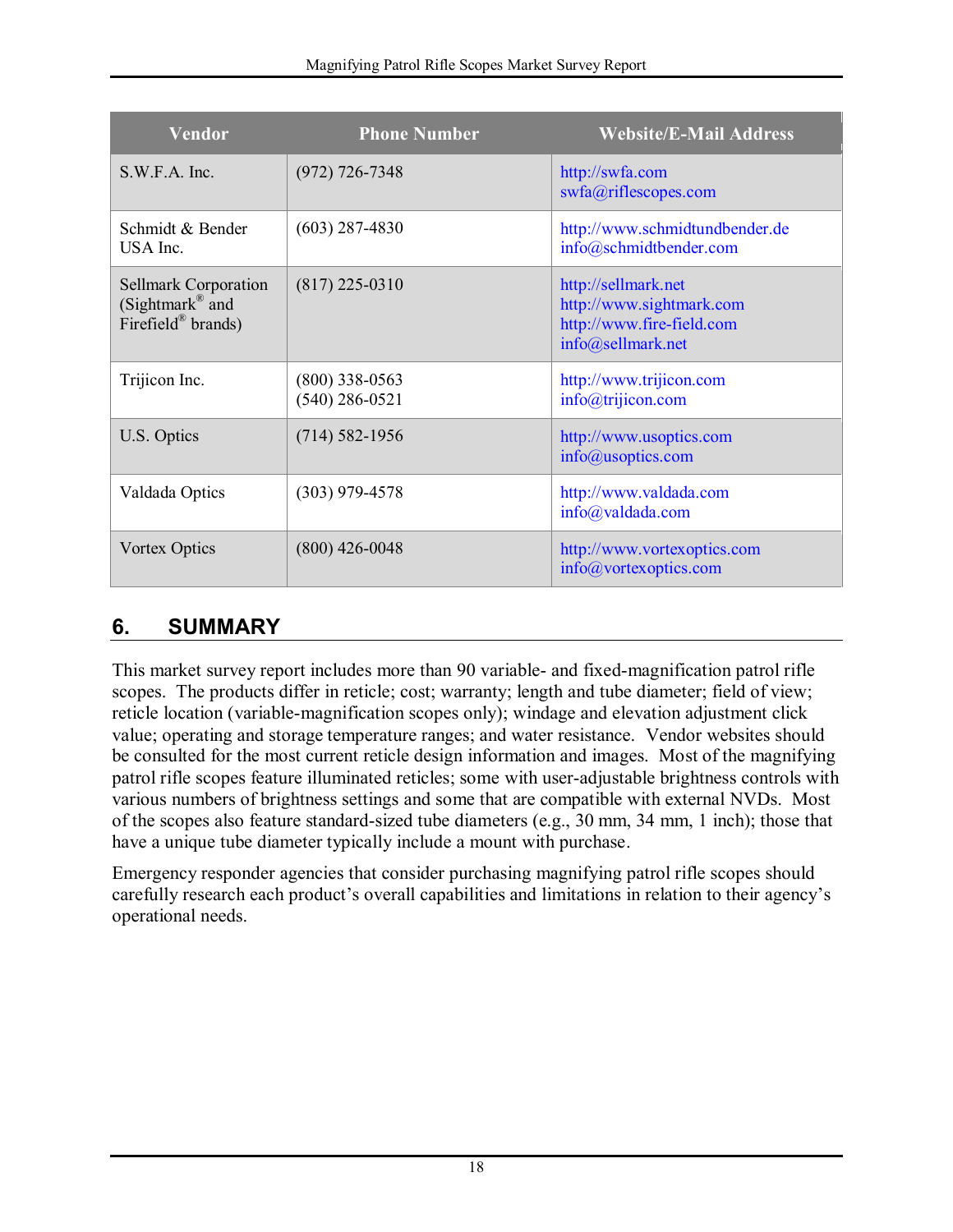| Vendor | Phone Number | Website/E-Mail Address |
| --- | --- | --- |
| S.W.F.A. Inc. | (972) 726-7348 | http://swfa.com<br>swfa@riflescopes.com |
| Schmidt & Bender USA Inc. | (603) 287-4830 | http://www.schmidtundbender.de<br>info@schmidtbender.com |
| Sellmark Corporation (Sightmark® and Firefield® brands) | (817) 225-0310 | http://sellmark.net<br>http://www.sightmark.com<br>http://www.fire-field.com<br>info@sellmark.net |
| Trijicon Inc. | (800) 338-0563<br>(540) 286-0521 | http://www.trijicon.com<br>info@trijicon.com |
| U.S. Optics | (714) 582-1956 | http://www.usoptics.com<br>info@usoptics.com |
| Valdada Optics | (303) 979-4578 | http://www.valdada.com<br>info@valdada.com |
| Vortex Optics | (800) 426-0048 | http://www.vortexoptics.com<br>info@vortexoptics.com |

## 6. SUMMARY

This market survey report includes more than 90 variable- and fixed-magnification patrol rifle scopes. The products differ in reticle; cost; warranty; length and tube diameter; field of view; reticle location (variable-magnification scopes only); windage and elevation adjustment click value; operating and storage temperature ranges; and water resistance. Vendor websites should be consulted for the most current reticle design information and images. Most of the magnifying patrol rifle scopes feature illuminated reticles; some with user-adjustable brightness controls with various numbers of brightness settings and some that are compatible with external NVDs. Most of the scopes also feature standard-sized tube diameters (e.g., 30 mm, 34 mm, 1 inch); those that have a unique tube diameter typically include a mount with purchase.

Emergency responder agencies that consider purchasing magnifying patrol rifle scopes should carefully research each product's overall capabilities and limitations in relation to their agency's operational needs.